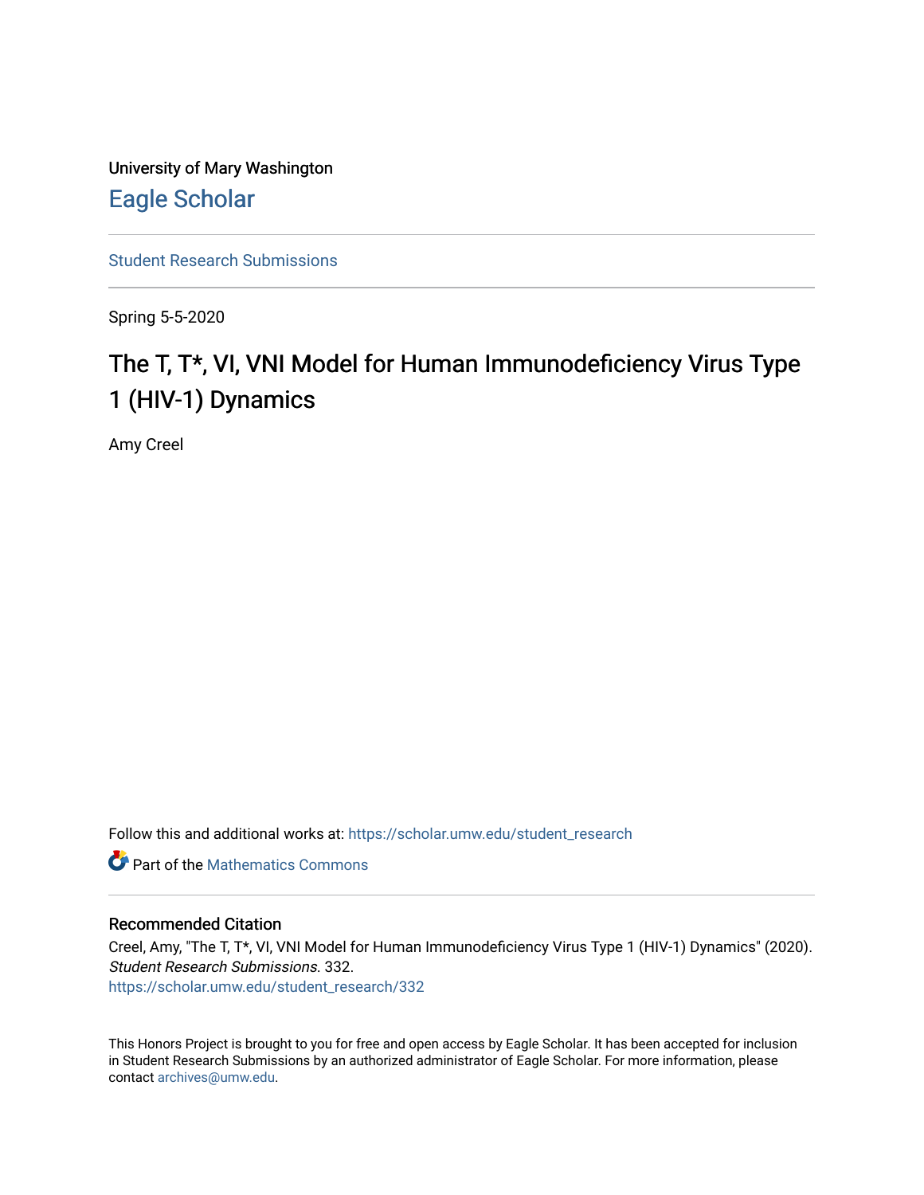University of Mary Washington

Eagle Scholar

Student Research Submissions

Spring 5-5-2020

# The T, T*, VI, VNI Model for Human Immunodeficiency Virus Type 1 (HIV-1) Dynamics

Amy Creel

Follow this and additional works at: https://scholar.umw.edu/student_research

Part of the Mathematics Commons

## Recommended Citation

Creel, Amy, "The T, T*, VI, VNI Model for Human Immunodeficiency Virus Type 1 (HIV-1) Dynamics" (2020). *Student Research Submissions*. 332.
https://scholar.umw.edu/student_research/332

This Honors Project is brought to you for free and open access by Eagle Scholar. It has been accepted for inclusion in Student Research Submissions by an authorized administrator of Eagle Scholar. For more information, please contact archives@umw.edu.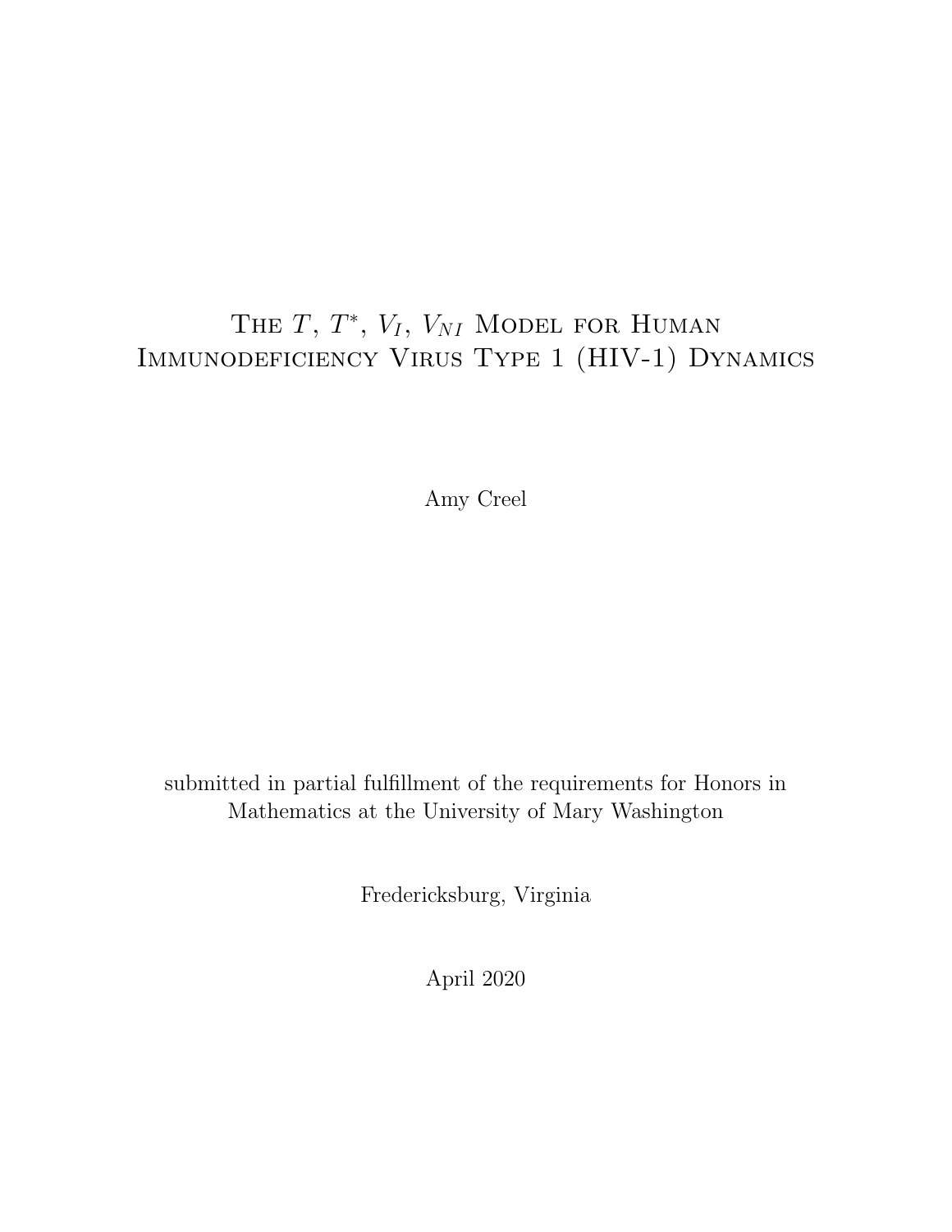# The $T$, $T^*$, $V_I$, $V_{NI}$ Model for Human Immunodeficiency Virus Type 1 (HIV-1) Dynamics

Amy Creel

submitted in partial fulfillment of the requirements for Honors in Mathematics at the University of Mary Washington

Fredericksburg, Virginia

April 2020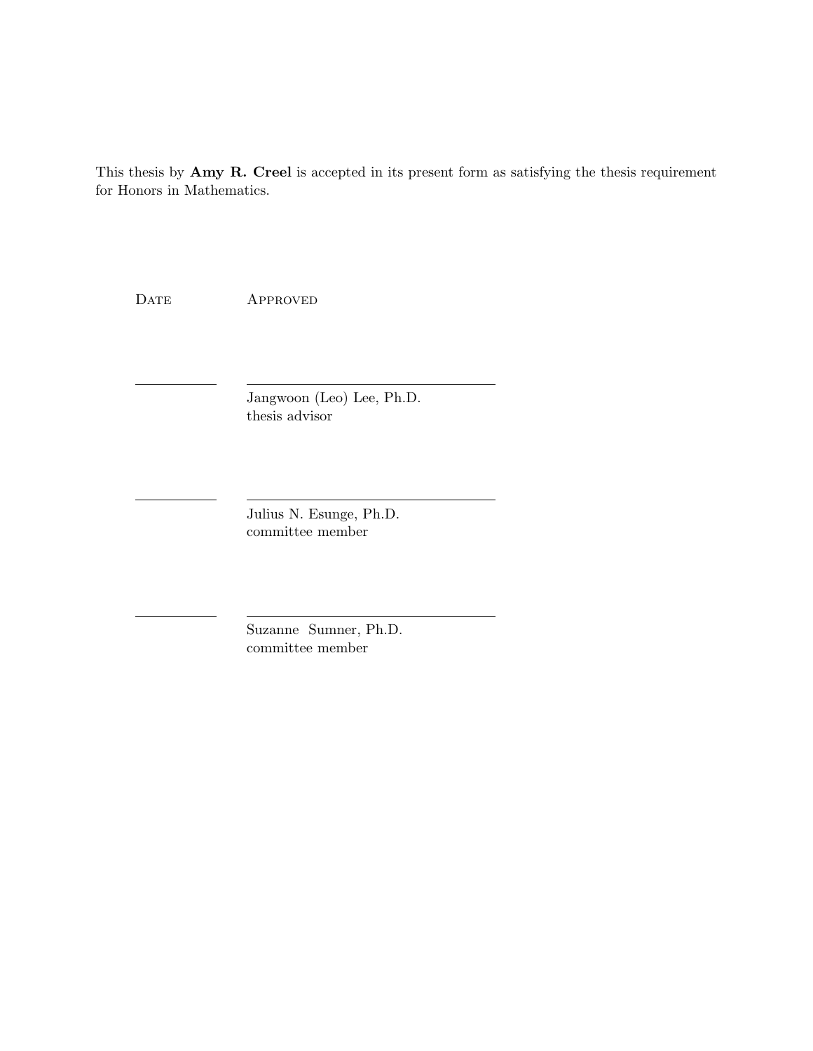This thesis by **Amy R. Creel** is accepted in its present form as satisfying the thesis requirement for Honors in Mathematics.

| Date | Approved |
|---|---|
| \_\_\_\_\_\_\_\_\_\_ | \_\_\_\_\_\_\_\_\_\_\_\_\_\_\_\_\_\_\_\_\_\_\_\_\_\_\_\_\_\_ |
| | Jangwoon (Leo) Lee, Ph.D.<br>thesis advisor |
| \_\_\_\_\_\_\_\_\_\_ | \_\_\_\_\_\_\_\_\_\_\_\_\_\_\_\_\_\_\_\_\_\_\_\_\_\_\_\_\_\_ |
| | Julius N. Esunge, Ph.D.<br>committee member |
| \_\_\_\_\_\_\_\_\_\_ | \_\_\_\_\_\_\_\_\_\_\_\_\_\_\_\_\_\_\_\_\_\_\_\_\_\_\_\_\_\_ |
| | Suzanne Sumner, Ph.D.<br>committee member |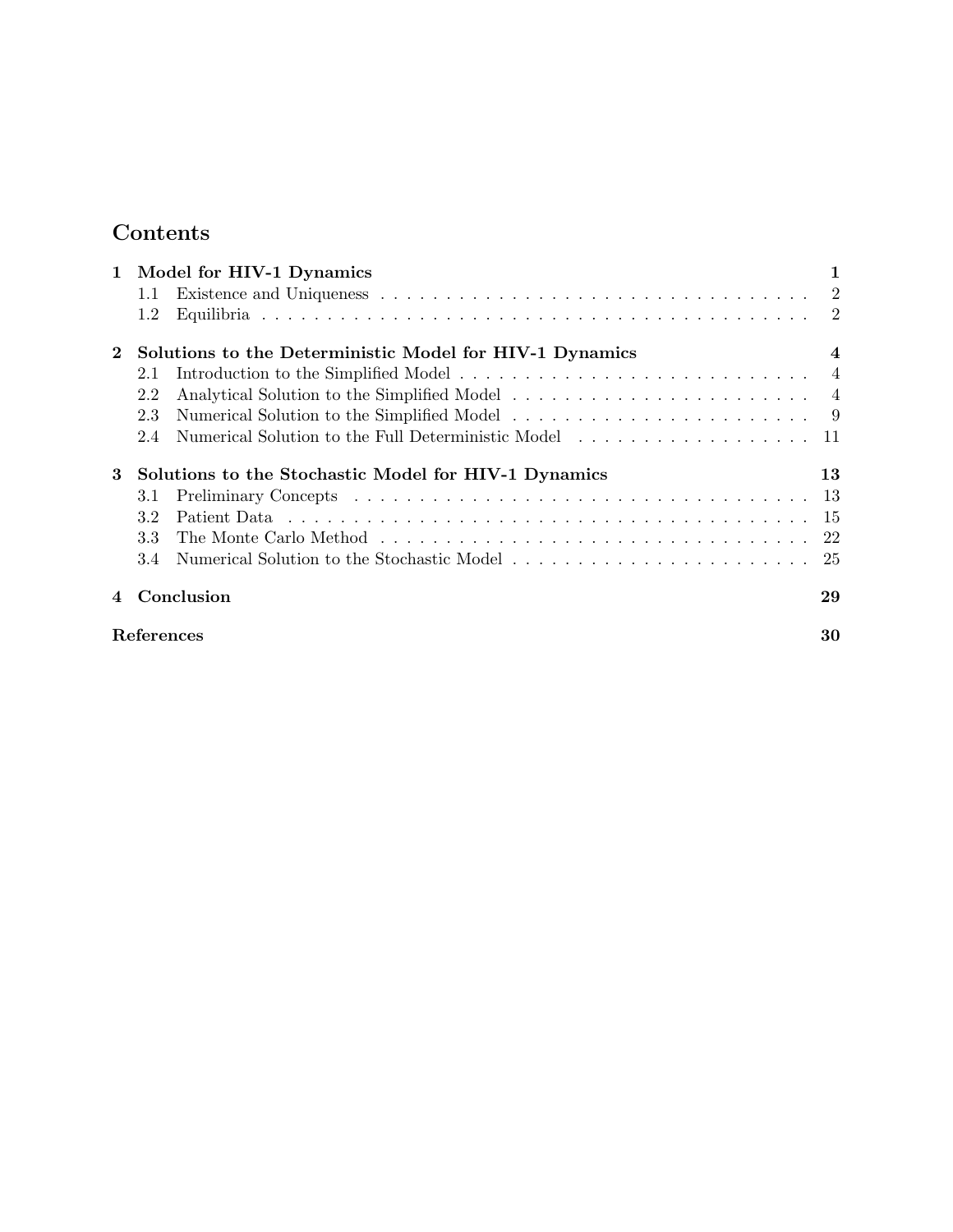# Contents

**1 Model for HIV-1 Dynamics** . . . **1**
- 1.1 Existence and Uniqueness . . . 2
- 1.2 Equilibria . . . 2

**2 Solutions to the Deterministic Model for HIV-1 Dynamics** . . . **4**
- 2.1 Introduction to the Simplified Model . . . 4
- 2.2 Analytical Solution to the Simplified Model . . . 4
- 2.3 Numerical Solution to the Simplified Model . . . 9
- 2.4 Numerical Solution to the Full Deterministic Model . . . 11

**3 Solutions to the Stochastic Model for HIV-1 Dynamics** . . . **13**
- 3.1 Preliminary Concepts . . . 13
- 3.2 Patient Data . . . 15
- 3.3 The Monte Carlo Method . . . 22
- 3.4 Numerical Solution to the Stochastic Model . . . 25

**4 Conclusion** . . . **29**

**References** . . . **30**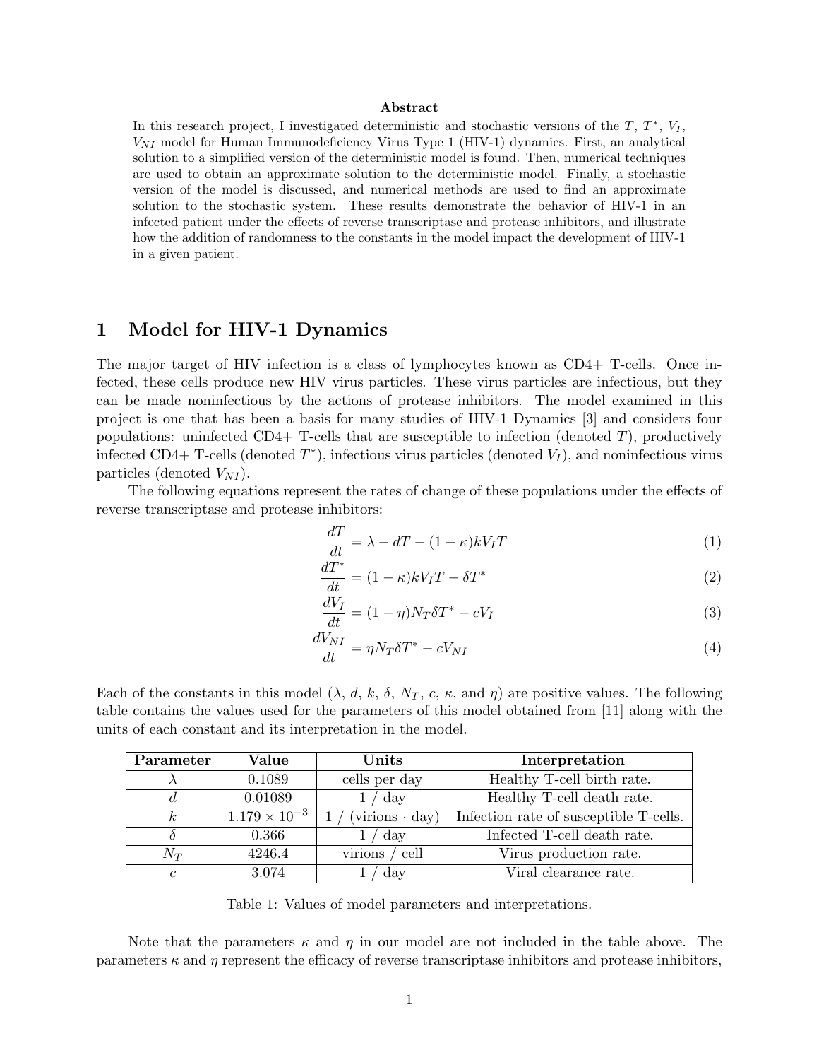**Abstract**

In this research project, I investigated deterministic and stochastic versions of the $T$, $T^*$, $V_I$, $V_{NI}$ model for Human Immunodeficiency Virus Type 1 (HIV-1) dynamics. First, an analytical solution to a simplified version of the deterministic model is found. Then, numerical techniques are used to obtain an approximate solution to the deterministic model. Finally, a stochastic version of the model is discussed, and numerical methods are used to find an approximate solution to the stochastic system. These results demonstrate the behavior of HIV-1 in an infected patient under the effects of reverse transcriptase and protease inhibitors, and illustrate how the addition of randomness to the constants in the model impact the development of HIV-1 in a given patient.

# 1 Model for HIV-1 Dynamics

The major target of HIV infection is a class of lymphocytes known as CD4+ T-cells. Once infected, these cells produce new HIV virus particles. These virus particles are infectious, but they can be made noninfectious by the actions of protease inhibitors. The model examined in this project is one that has been a basis for many studies of HIV-1 Dynamics [3] and considers four populations: uninfected CD4+ T-cells that are susceptible to infection (denoted $T$), productively infected CD4+ T-cells (denoted $T^*$), infectious virus particles (denoted $V_I$), and noninfectious virus particles (denoted $V_{NI}$).

The following equations represent the rates of change of these populations under the effects of reverse transcriptase and protease inhibitors:

$$\frac{dT}{dt} = \lambda - dT - (1-\kappa)kV_I T \tag{1}$$

$$\frac{dT^*}{dt} = (1-\kappa)kV_I T - \delta T^* \tag{2}$$

$$\frac{dV_I}{dt} = (1-\eta)N_T \delta T^* - cV_I \tag{3}$$

$$\frac{dV_{NI}}{dt} = \eta N_T \delta T^* - cV_{NI} \tag{4}$$

Each of the constants in this model ($\lambda$, $d$, $k$, $\delta$, $N_T$, $c$, $\kappa$, and $\eta$) are positive values. The following table contains the values used for the parameters of this model obtained from [11] along with the units of each constant and its interpretation in the model.

| Parameter | Value | Units | Interpretation |
|---|---|---|---|
| $\lambda$ | 0.1089 | cells per day | Healthy T-cell birth rate. |
| $d$ | 0.01089 | 1 / day | Healthy T-cell death rate. |
| $k$ | $1.179 \times 10^{-3}$ | 1 / (virions $\cdot$ day) | Infection rate of susceptible T-cells. |
| $\delta$ | 0.366 | 1 / day | Infected T-cell death rate. |
| $N_T$ | 4246.4 | virions / cell | Virus production rate. |
| $c$ | 3.074 | 1 / day | Viral clearance rate. |

Table 1: Values of model parameters and interpretations.

Note that the parameters $\kappa$ and $\eta$ in our model are not included in the table above. The parameters $\kappa$ and $\eta$ represent the efficacy of reverse transcriptase inhibitors and protease inhibitors,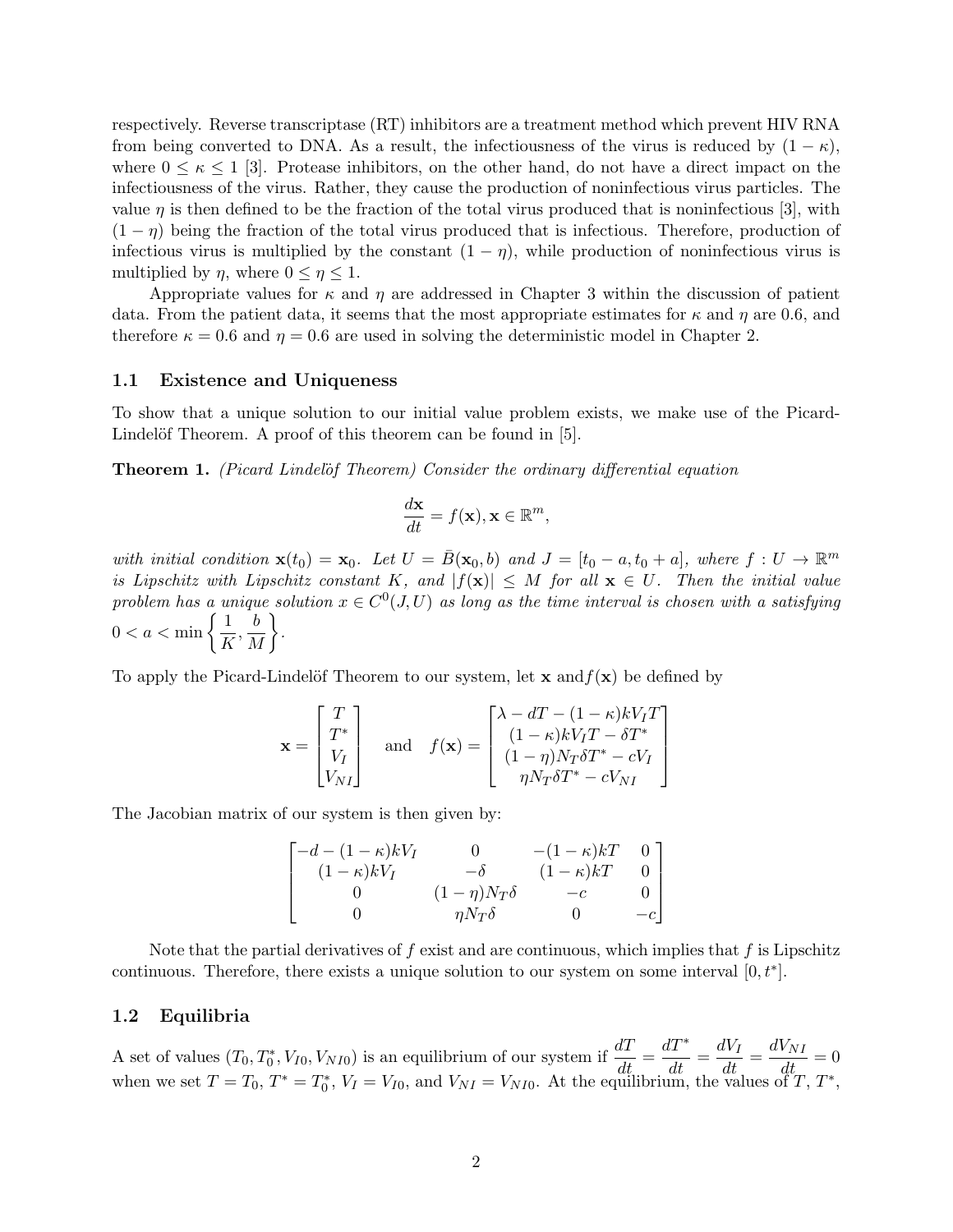respectively. Reverse transcriptase (RT) inhibitors are a treatment method which prevent HIV RNA from being converted to DNA. As a result, the infectiousness of the virus is reduced by $(1-\kappa)$, where $0 \leq \kappa \leq 1$ [3]. Protease inhibitors, on the other hand, do not have a direct impact on the infectiousness of the virus. Rather, they cause the production of noninfectious virus particles. The value $\eta$ is then defined to be the fraction of the total virus produced that is noninfectious [3], with $(1-\eta)$ being the fraction of the total virus produced that is infectious. Therefore, production of infectious virus is multiplied by the constant $(1-\eta)$, while production of noninfectious virus is multiplied by $\eta$, where $0 \leq \eta \leq 1$.

Appropriate values for $\kappa$ and $\eta$ are addressed in Chapter 3 within the discussion of patient data. From the patient data, it seems that the most appropriate estimates for $\kappa$ and $\eta$ are 0.6, and therefore $\kappa = 0.6$ and $\eta = 0.6$ are used in solving the deterministic model in Chapter 2.

## 1.1 Existence and Uniqueness

To show that a unique solution to our initial value problem exists, we make use of the Picard-Lindelöf Theorem. A proof of this theorem can be found in [5].

**Theorem 1.** *(Picard Lindelöf Theorem) Consider the ordinary differential equation*

$$\frac{d\mathbf{x}}{dt} = f(\mathbf{x}), \mathbf{x} \in \mathbb{R}^m,$$

*with initial condition $\mathbf{x}(t_0) = \mathbf{x}_0$. Let $U = \bar{B}(\mathbf{x}_0, b)$ and $J = [t_0 - a, t_0 + a]$, where $f : U \to \mathbb{R}^m$ is Lipschitz with Lipschitz constant $K$, and $|f(\mathbf{x})| \leq M$ for all $\mathbf{x} \in U$. Then the initial value problem has a unique solution $x \in C^0(J, U)$ as long as the time interval is chosen with $a$ satisfying $0 < a < \min\left\{\frac{1}{K}, \frac{b}{M}\right\}$.*

To apply the Picard-Lindelöf Theorem to our system, let $\mathbf{x}$ and $f(\mathbf{x})$ be defined by

$$\mathbf{x} = \begin{bmatrix} T \\ T^* \\ V_I \\ V_{NI} \end{bmatrix} \quad \text{and} \quad f(\mathbf{x}) = \begin{bmatrix} \lambda - dT - (1-\kappa)kV_I T \\ (1-\kappa)kV_I T - \delta T^* \\ (1-\eta)N_T \delta T^* - cV_I \\ \eta N_T \delta T^* - cV_{NI} \end{bmatrix}$$

The Jacobian matrix of our system is then given by:

$$\begin{bmatrix} -d - (1-\kappa)kV_I & 0 & -(1-\kappa)kT & 0 \\ (1-\kappa)kV_I & -\delta & (1-\kappa)kT & 0 \\ 0 & (1-\eta)N_T\delta & -c & 0 \\ 0 & \eta N_T \delta & 0 & -c \end{bmatrix}$$

Note that the partial derivatives of $f$ exist and are continuous, which implies that $f$ is Lipschitz continuous. Therefore, there exists a unique solution to our system on some interval $[0, t^*]$.

## 1.2 Equilibria

A set of values $(T_0, T_0^*, V_{I0}, V_{NI0})$ is an equilibrium of our system if $\frac{dT}{dt} = \frac{dT^*}{dt} = \frac{dV_I}{dt} = \frac{dV_{NI}}{dt} = 0$ when we set $T = T_0$, $T^* = T_0^*$, $V_I = V_{I0}$, and $V_{NI} = V_{NI0}$. At the equilibrium, the values of $T$, $T^*$,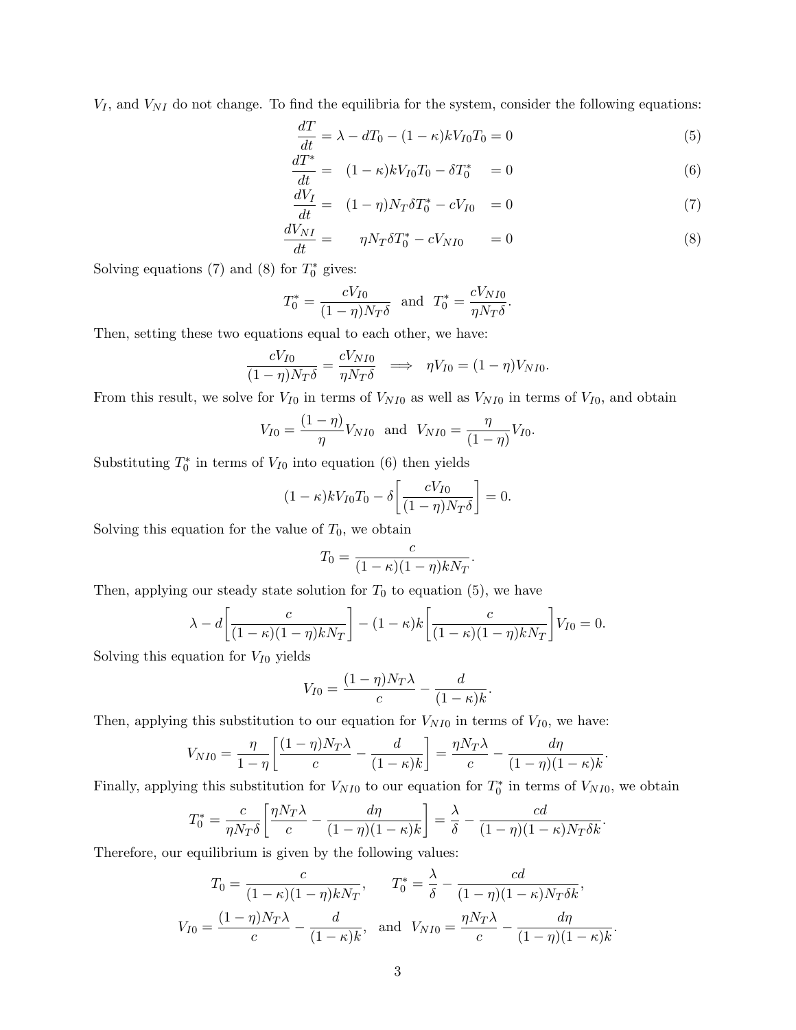$V_I$, and $V_{NI}$ do not change. To find the equilibria for the system, consider the following equations:

$$\frac{dT}{dt} = \lambda - dT_0 - (1-\kappa)kV_{I0}T_0 = 0 \tag{5}$$

$$\frac{dT^*}{dt} = (1-\kappa)kV_{I0}T_0 - \delta T_0^* = 0 \tag{6}$$

$$\frac{dV_I}{dt} = (1-\eta)N_T\delta T_0^* - cV_{I0} = 0 \tag{7}$$

$$\frac{dV_{NI}}{dt} = \eta N_T \delta T_0^* - cV_{NI0} = 0 \tag{8}$$

Solving equations (7) and (8) for $T_0^*$ gives:

$$T_0^* = \frac{cV_{I0}}{(1-\eta)N_T\delta} \text{ and } T_0^* = \frac{cV_{NI0}}{\eta N_T \delta}.$$

Then, setting these two equations equal to each other, we have:

$$\frac{cV_{I0}}{(1-\eta)N_T\delta} = \frac{cV_{NI0}}{\eta N_T\delta} \implies \eta V_{I0} = (1-\eta)V_{NI0}.$$

From this result, we solve for $V_{I0}$ in terms of $V_{NI0}$ as well as $V_{NI0}$ in terms of $V_{I0}$, and obtain

$$V_{I0} = \frac{(1-\eta)}{\eta}V_{NI0} \text{ and } V_{NI0} = \frac{\eta}{(1-\eta)}V_{I0}.$$

Substituting $T_0^*$ in terms of $V_{I0}$ into equation (6) then yields

$$(1-\kappa)kV_{I0}T_0 - \delta\left[\frac{cV_{I0}}{(1-\eta)N_T\delta}\right] = 0.$$

Solving this equation for the value of $T_0$, we obtain

$$T_0 = \frac{c}{(1-\kappa)(1-\eta)kN_T}.$$

Then, applying our steady state solution for $T_0$ to equation (5), we have

$$\lambda - d\left[\frac{c}{(1-\kappa)(1-\eta)kN_T}\right] - (1-\kappa)k\left[\frac{c}{(1-\kappa)(1-\eta)kN_T}\right]V_{I0} = 0.$$

Solving this equation for $V_{I0}$ yields

$$V_{I0} = \frac{(1-\eta)N_T\lambda}{c} - \frac{d}{(1-\kappa)k}.$$

Then, applying this substitution to our equation for $V_{NI0}$ in terms of $V_{I0}$, we have:

$$V_{NI0} = \frac{\eta}{1-\eta}\left[\frac{(1-\eta)N_T\lambda}{c} - \frac{d}{(1-\kappa)k}\right] = \frac{\eta N_T\lambda}{c} - \frac{d\eta}{(1-\eta)(1-\kappa)k}.$$

Finally, applying this substitution for $V_{NI0}$ to our equation for $T_0^*$ in terms of $V_{NI0}$, we obtain

$$T_0^* = \frac{c}{\eta N_T\delta}\left[\frac{\eta N_T\lambda}{c} - \frac{d\eta}{(1-\eta)(1-\kappa)k}\right] = \frac{\lambda}{\delta} - \frac{cd}{(1-\eta)(1-\kappa)N_T\delta k}.$$

Therefore, our equilibrium is given by the following values:

$$T_0 = \frac{c}{(1-\kappa)(1-\eta)kN_T}, \qquad T_0^* = \frac{\lambda}{\delta} - \frac{cd}{(1-\eta)(1-\kappa)N_T\delta k},$$

$$V_{I0} = \frac{(1-\eta)N_T\lambda}{c} - \frac{d}{(1-\kappa)k}, \text{ and } V_{NI0} = \frac{\eta N_T\lambda}{c} - \frac{d\eta}{(1-\eta)(1-\kappa)k}.$$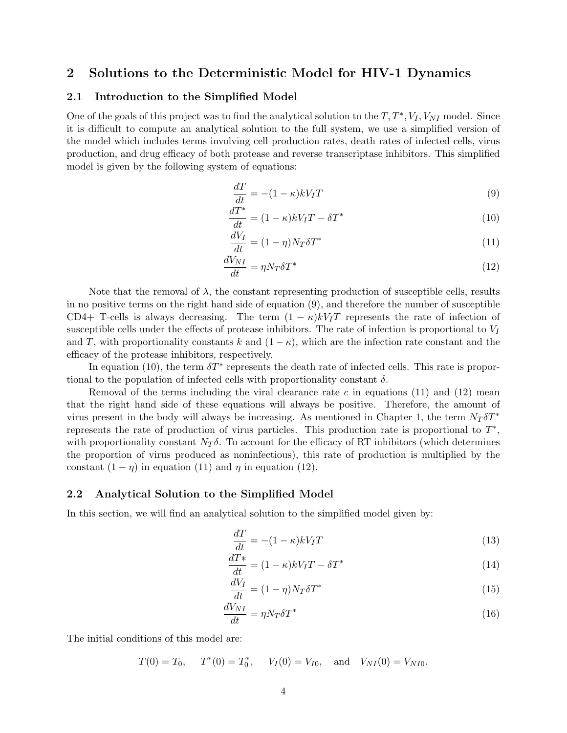## 2 Solutions to the Deterministic Model for HIV-1 Dynamics

### 2.1 Introduction to the Simplified Model

One of the goals of this project was to find the analytical solution to the $T, T^*, V_I, V_{NI}$ model. Since it is difficult to compute an analytical solution to the full system, we use a simplified version of the model which includes terms involving cell production rates, death rates of infected cells, virus production, and drug efficacy of both protease and reverse transcriptase inhibitors. This simplified model is given by the following system of equations:

$$\frac{dT}{dt} = -(1-\kappa)kV_I T \tag{9}$$

$$\frac{dT^*}{dt} = (1-\kappa)kV_I T - \delta T^* \tag{10}$$

$$\frac{dV_I}{dt} = (1-\eta)N_T \delta T^* \tag{11}$$

$$\frac{dV_{NI}}{dt} = \eta N_T \delta T^* \tag{12}$$

Note that the removal of $\lambda$, the constant representing production of susceptible cells, results in no positive terms on the right hand side of equation (9), and therefore the number of susceptible CD4+ T-cells is always decreasing. The term $(1-\kappa)kV_I T$ represents the rate of infection of susceptible cells under the effects of protease inhibitors. The rate of infection is proportional to $V_I$ and $T$, with proportionality constants $k$ and $(1-\kappa)$, which are the infection rate constant and the efficacy of the protease inhibitors, respectively.

In equation (10), the term $\delta T^*$ represents the death rate of infected cells. This rate is proportional to the population of infected cells with proportionality constant $\delta$.

Removal of the terms including the viral clearance rate $c$ in equations (11) and (12) mean that the right hand side of these equations will always be positive. Therefore, the amount of virus present in the body will always be increasing. As mentioned in Chapter 1, the term $N_T \delta T^*$ represents the rate of production of virus particles. This production rate is proportional to $T^*$, with proportionality constant $N_T \delta$. To account for the efficacy of RT inhibitors (which determines the proportion of virus produced as noninfectious), this rate of production is multiplied by the constant $(1-\eta)$ in equation (11) and $\eta$ in equation (12).

### 2.2 Analytical Solution to the Simplified Model

In this section, we will find an analytical solution to the simplified model given by:

$$\frac{dT}{dt} = -(1-\kappa)kV_I T \tag{13}$$

$$\frac{dT*}{dt} = (1-\kappa)kV_I T - \delta T^* \tag{14}$$

$$\frac{dV_I}{dt} = (1-\eta)N_T \delta T^* \tag{15}$$

$$\frac{dV_{NI}}{dt} = \eta N_T \delta T^* \tag{16}$$

The initial conditions of this model are:

$$T(0) = T_0, \quad T^*(0) = T_0^*, \quad V_I(0) = V_{I0}, \quad \text{and} \quad V_{NI}(0) = V_{NI0}.$$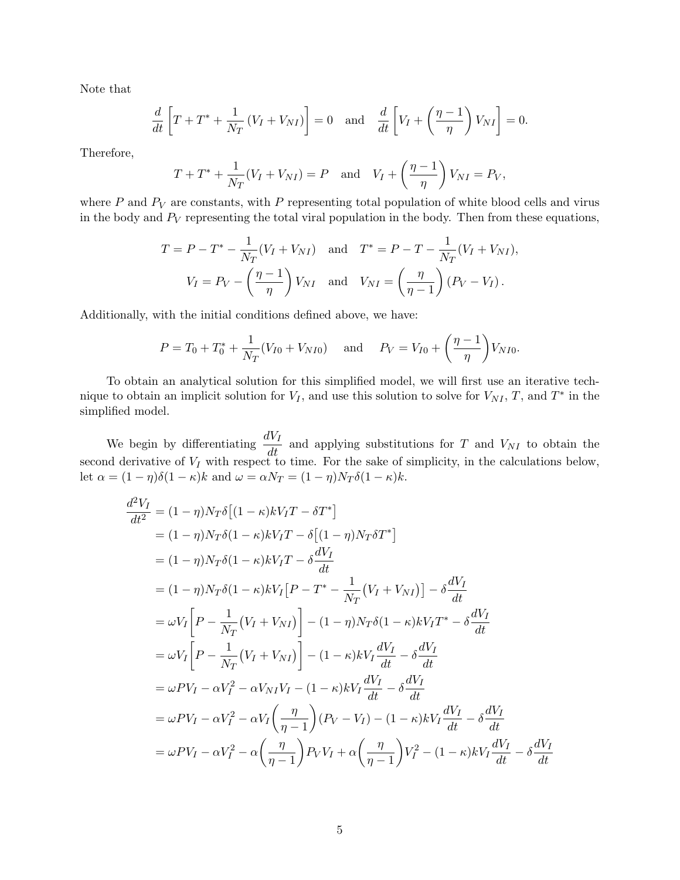Note that

$$\frac{d}{dt}\left[T + T^* + \frac{1}{N_T}\left(V_I + V_{NI}\right)\right] = 0 \quad \text{and} \quad \frac{d}{dt}\left[V_I + \left(\frac{\eta - 1}{\eta}\right)V_{NI}\right] = 0.$$

Therefore,

$$T + T^* + \frac{1}{N_T}(V_I + V_{NI}) = P \quad \text{and} \quad V_I + \left(\frac{\eta - 1}{\eta}\right)V_{NI} = P_V,$$

where $P$ and $P_V$ are constants, with $P$ representing total population of white blood cells and virus in the body and $P_V$ representing the total viral population in the body. Then from these equations,

$$T = P - T^* - \frac{1}{N_T}(V_I + V_{NI}) \quad \text{and} \quad T^* = P - T - \frac{1}{N_T}(V_I + V_{NI}),$$

$$V_I = P_V - \left(\frac{\eta - 1}{\eta}\right)V_{NI} \quad \text{and} \quad V_{NI} = \left(\frac{\eta}{\eta - 1}\right)(P_V - V_I).$$

Additionally, with the initial conditions defined above, we have:

$$P = T_0 + T_0^* + \frac{1}{N_T}(V_{I0} + V_{NI0}) \quad \text{and} \quad P_V = V_{I0} + \left(\frac{\eta - 1}{\eta}\right)V_{NI0}.$$

To obtain an analytical solution for this simplified model, we will first use an iterative technique to obtain an implicit solution for $V_I$, and use this solution to solve for $V_{NI}$, $T$, and $T^*$ in the simplified model.

We begin by differentiating $\frac{dV_I}{dt}$ and applying substitutions for $T$ and $V_{NI}$ to obtain the second derivative of $V_I$ with respect to time. For the sake of simplicity, in the calculations below, let $\alpha = (1 - \eta)\delta(1 - \kappa)k$ and $\omega = \alpha N_T = (1 - \eta)N_T\delta(1 - \kappa)k$.

$$\begin{aligned}
\frac{d^2V_I}{dt^2} &= (1 - \eta)N_T\delta\big[(1 - \kappa)kV_IT - \delta T^*\big] \\
&= (1 - \eta)N_T\delta(1 - \kappa)kV_IT - \delta\big[(1 - \eta)N_T\delta T^*\big] \\
&= (1 - \eta)N_T\delta(1 - \kappa)kV_IT - \delta\frac{dV_I}{dt} \\
&= (1 - \eta)N_T\delta(1 - \kappa)kV_I\big[P - T^* - \frac{1}{N_T}(V_I + V_{NI})\big] - \delta\frac{dV_I}{dt} \\
&= \omega V_I\left[P - \frac{1}{N_T}(V_I + V_{NI})\right] - (1 - \eta)N_T\delta(1 - \kappa)kV_IT^* - \delta\frac{dV_I}{dt} \\
&= \omega V_I\left[P - \frac{1}{N_T}(V_I + V_{NI})\right] - (1 - \kappa)kV_I\frac{dV_I}{dt} - \delta\frac{dV_I}{dt} \\
&= \omega PV_I - \alpha V_I^2 - \alpha V_{NI}V_I - (1 - \kappa)kV_I\frac{dV_I}{dt} - \delta\frac{dV_I}{dt} \\
&= \omega PV_I - \alpha V_I^2 - \alpha V_I\left(\frac{\eta}{\eta - 1}\right)(P_V - V_I) - (1 - \kappa)kV_I\frac{dV_I}{dt} - \delta\frac{dV_I}{dt} \\
&= \omega PV_I - \alpha V_I^2 - \alpha\left(\frac{\eta}{\eta - 1}\right)P_VV_I + \alpha\left(\frac{\eta}{\eta - 1}\right)V_I^2 - (1 - \kappa)kV_I\frac{dV_I}{dt} - \delta\frac{dV_I}{dt}
\end{aligned}$$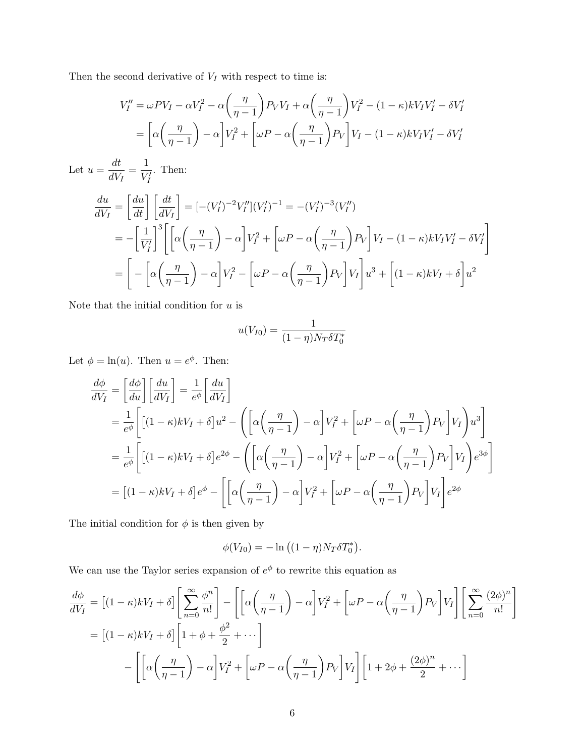Then the second derivative of $V_I$ with respect to time is:

$$
\begin{aligned}
V_I'' &= \omega P V_I - \alpha V_I^2 - \alpha\left(\frac{\eta}{\eta-1}\right) P_V V_I + \alpha\left(\frac{\eta}{\eta-1}\right) V_I^2 - (1-\kappa) k V_I V_I' - \delta V_I' \\
&= \left[\alpha\left(\frac{\eta}{\eta-1}\right) - \alpha\right] V_I^2 + \left[\omega P - \alpha\left(\frac{\eta}{\eta-1}\right) P_V\right] V_I - (1-\kappa) k V_I V_I' - \delta V_I'
\end{aligned}
$$

Let $u = \dfrac{dt}{dV_I} = \dfrac{1}{V_I'}$. Then:

$$
\begin{aligned}
\frac{du}{dV_I} &= \left[\frac{du}{dt}\right]\left[\frac{dt}{dV_I}\right] = [-(V_I')^{-2} V_I''](V_I')^{-1} = -(V_I')^{-3}(V_I'') \\
&= -\left[\frac{1}{V_I'}\right]^3 \left[\left[\alpha\left(\frac{\eta}{\eta-1}\right) - \alpha\right] V_I^2 + \left[\omega P - \alpha\left(\frac{\eta}{\eta-1}\right) P_V\right] V_I - (1-\kappa) k V_I V_I' - \delta V_I'\right] \\
&= \left[-\left[\alpha\left(\frac{\eta}{\eta-1}\right) - \alpha\right] V_I^2 - \left[\omega P - \alpha\left(\frac{\eta}{\eta-1}\right) P_V\right] V_I\right] u^3 + \left[(1-\kappa) k V_I + \delta\right] u^2
\end{aligned}
$$

Note that the initial condition for $u$ is

$$
u(V_{I0}) = \frac{1}{(1-\eta) N_T \delta T_0^*}
$$

Let $\phi = \ln(u)$. Then $u = e^{\phi}$. Then:

$$
\begin{aligned}
\frac{d\phi}{dV_I} &= \left[\frac{d\phi}{du}\right]\left[\frac{du}{dV_I}\right] = \frac{1}{e^{\phi}}\left[\frac{du}{dV_I}\right] \\
&= \frac{1}{e^{\phi}}\left[\left[(1-\kappa) k V_I + \delta\right] u^2 - \left(\left[\alpha\left(\frac{\eta}{\eta-1}\right) - \alpha\right] V_I^2 + \left[\omega P - \alpha\left(\frac{\eta}{\eta-1}\right) P_V\right] V_I\right) u^3\right] \\
&= \frac{1}{e^{\phi}}\left[\left[(1-\kappa) k V_I + \delta\right] e^{2\phi} - \left(\left[\alpha\left(\frac{\eta}{\eta-1}\right) - \alpha\right] V_I^2 + \left[\omega P - \alpha\left(\frac{\eta}{\eta-1}\right) P_V\right] V_I\right) e^{3\phi}\right] \\
&= \left[(1-\kappa) k V_I + \delta\right] e^{\phi} - \left[\left[\alpha\left(\frac{\eta}{\eta-1}\right) - \alpha\right] V_I^2 + \left[\omega P - \alpha\left(\frac{\eta}{\eta-1}\right) P_V\right] V_I\right] e^{2\phi}
\end{aligned}
$$

The initial condition for $\phi$ is then given by

$$
\phi(V_{I0}) = -\ln\big((1-\eta) N_T \delta T_0^*\big).
$$

We can use the Taylor series expansion of $e^{\phi}$ to rewrite this equation as

$$
\begin{aligned}
\frac{d\phi}{dV_I} &= \left[(1-\kappa) k V_I + \delta\right]\left[\sum_{n=0}^{\infty} \frac{\phi^n}{n!}\right] - \left[\left[\alpha\left(\frac{\eta}{\eta-1}\right) - \alpha\right] V_I^2 + \left[\omega P - \alpha\left(\frac{\eta}{\eta-1}\right) P_V\right] V_I\right]\left[\sum_{n=0}^{\infty} \frac{(2\phi)^n}{n!}\right] \\
&= \left[(1-\kappa) k V_I + \delta\right]\left[1 + \phi + \frac{\phi^2}{2} + \cdots\right] \\
&\qquad - \left[\left[\alpha\left(\frac{\eta}{\eta-1}\right) - \alpha\right] V_I^2 + \left[\omega P - \alpha\left(\frac{\eta}{\eta-1}\right) P_V\right] V_I\right]\left[1 + 2\phi + \frac{(2\phi)^n}{2} + \cdots\right]
\end{aligned}
$$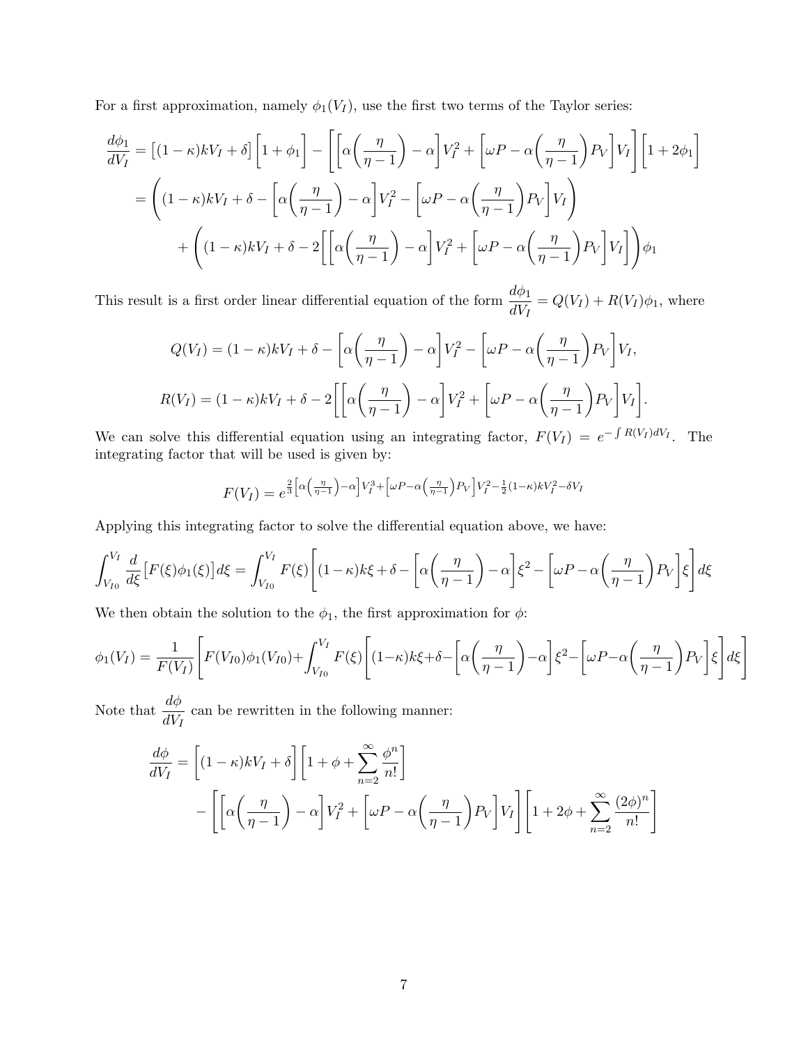For a first approximation, namely $\phi_1(V_I)$, use the first two terms of the Taylor series:

$$
\begin{aligned}
\frac{d\phi_1}{dV_I} &= \big[(1-\kappa)kV_I + \delta\big]\Big[1+\phi_1\Big] - \left[\left[\alpha\Big(\frac{\eta}{\eta-1}\Big)-\alpha\right]V_I^2 + \left[\omega P - \alpha\Big(\frac{\eta}{\eta-1}\Big)P_V\right]V_I\right]\Big[1+2\phi_1\Big] \\
&= \left((1-\kappa)kV_I + \delta - \left[\alpha\Big(\frac{\eta}{\eta-1}\Big)-\alpha\right]V_I^2 - \left[\omega P - \alpha\Big(\frac{\eta}{\eta-1}\Big)P_V\right]V_I\right) \\
&\quad + \left((1-\kappa)kV_I + \delta - 2\left[\left[\alpha\Big(\frac{\eta}{\eta-1}\Big)-\alpha\right]V_I^2 + \left[\omega P - \alpha\Big(\frac{\eta}{\eta-1}\Big)P_V\right]V_I\right]\right)\phi_1
\end{aligned}
$$

This result is a first order linear differential equation of the form $\dfrac{d\phi_1}{dV_I} = Q(V_I) + R(V_I)\phi_1$, where

$$
Q(V_I) = (1-\kappa)kV_I + \delta - \left[\alpha\Big(\frac{\eta}{\eta-1}\Big)-\alpha\right]V_I^2 - \left[\omega P - \alpha\Big(\frac{\eta}{\eta-1}\Big)P_V\right]V_I,
$$

$$
R(V_I) = (1-\kappa)kV_I + \delta - 2\left[\left[\alpha\Big(\frac{\eta}{\eta-1}\Big)-\alpha\right]V_I^2 + \left[\omega P - \alpha\Big(\frac{\eta}{\eta-1}\Big)P_V\right]V_I\right].
$$

We can solve this differential equation using an integrating factor, $F(V_I) = e^{-\int R(V_I)dV_I}$. The integrating factor that will be used is given by:

$$
F(V_I) = e^{\frac{2}{3}\left[\alpha\left(\frac{\eta}{\eta-1}\right)-\alpha\right]V_I^3 + \left[\omega P - \alpha\left(\frac{\eta}{\eta-1}\right)P_V\right]V_I^2 - \frac{1}{2}(1-\kappa)kV_I^2 - \delta V_I}
$$

Applying this integrating factor to solve the differential equation above, we have:

$$
\int_{V_{I0}}^{V_I} \frac{d}{d\xi}\big[F(\xi)\phi_1(\xi)\big]d\xi = \int_{V_{I0}}^{V_I} F(\xi)\left[(1-\kappa)k\xi + \delta - \left[\alpha\Big(\frac{\eta}{\eta-1}\Big)-\alpha\right]\xi^2 - \left[\omega P - \alpha\Big(\frac{\eta}{\eta-1}\Big)P_V\right]\xi\right]d\xi
$$

We then obtain the solution to the $\phi_1$, the first approximation for $\phi$:

$$
\phi_1(V_I) = \frac{1}{F(V_I)}\left[F(V_{I0})\phi_1(V_{I0}) + \int_{V_{I0}}^{V_I} F(\xi)\left[(1-\kappa)k\xi + \delta - \left[\alpha\Big(\frac{\eta}{\eta-1}\Big)-\alpha\right]\xi^2 - \left[\omega P - \alpha\Big(\frac{\eta}{\eta-1}\Big)P_V\right]\xi\right]d\xi\right]
$$

Note that $\dfrac{d\phi}{dV_I}$ can be rewritten in the following manner:

$$
\begin{aligned}
\frac{d\phi}{dV_I} &= \Big[(1-\kappa)kV_I + \delta\Big]\left[1 + \phi + \sum_{n=2}^{\infty}\frac{\phi^n}{n!}\right] \\
&\quad - \left[\left[\alpha\Big(\frac{\eta}{\eta-1}\Big)-\alpha\right]V_I^2 + \left[\omega P - \alpha\Big(\frac{\eta}{\eta-1}\Big)P_V\right]V_I\right]\left[1 + 2\phi + \sum_{n=2}^{\infty}\frac{(2\phi)^n}{n!}\right]
\end{aligned}
$$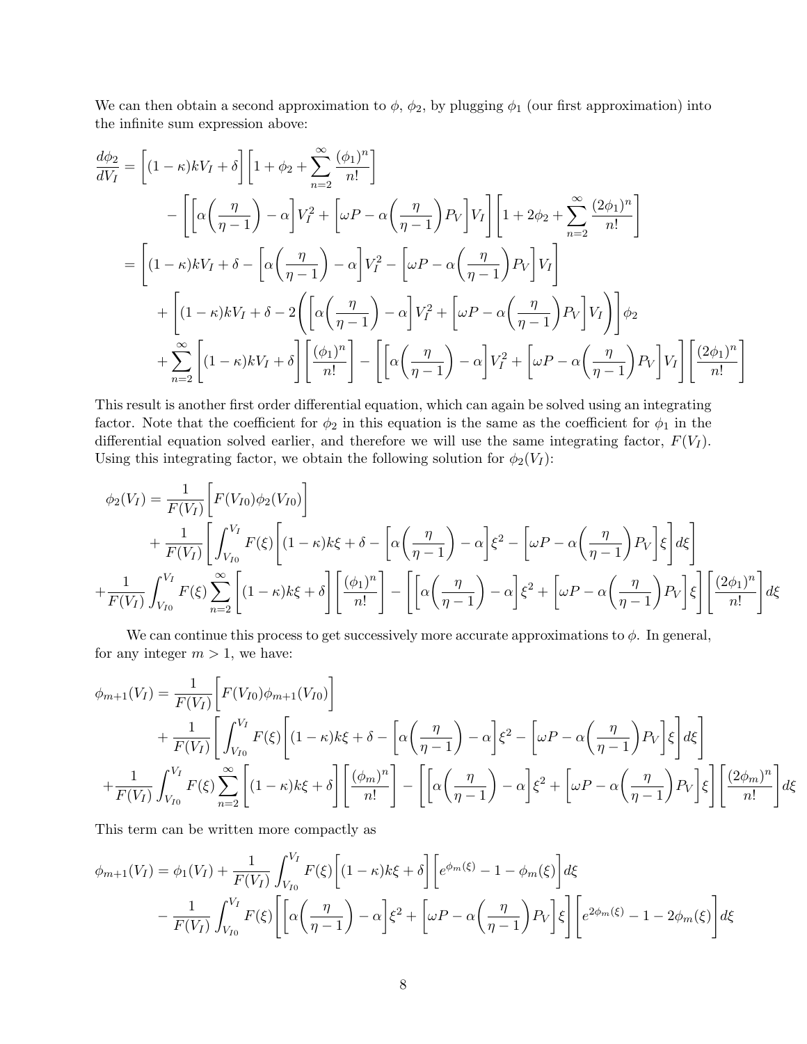We can then obtain a second approximation to $\phi$, $\phi_2$, by plugging $\phi_1$ (our first approximation) into the infinite sum expression above:

$$
\begin{aligned}
\frac{d\phi_2}{dV_I} &= \left[(1-\kappa)kV_I + \delta\right]\left[1 + \phi_2 + \sum_{n=2}^{\infty}\frac{(\phi_1)^n}{n!}\right] \\
&\quad - \left[\left[\alpha\left(\frac{\eta}{\eta-1}\right) - \alpha\right]V_I^2 + \left[\omega P - \alpha\left(\frac{\eta}{\eta-1}\right)P_V\right]V_I\right]\left[1 + 2\phi_2 + \sum_{n=2}^{\infty}\frac{(2\phi_1)^n}{n!}\right] \\
&= \left[(1-\kappa)kV_I + \delta - \left[\alpha\left(\frac{\eta}{\eta-1}\right) - \alpha\right]V_I^2 - \left[\omega P - \alpha\left(\frac{\eta}{\eta-1}\right)P_V\right]V_I\right] \\
&\quad + \left[(1-\kappa)kV_I + \delta - 2\left(\left[\alpha\left(\frac{\eta}{\eta-1}\right) - \alpha\right]V_I^2 + \left[\omega P - \alpha\left(\frac{\eta}{\eta-1}\right)P_V\right]V_I\right)\right]\phi_2 \\
&\quad + \sum_{n=2}^{\infty}\left[(1-\kappa)kV_I + \delta\right]\left[\frac{(\phi_1)^n}{n!}\right] - \left[\left[\alpha\left(\frac{\eta}{\eta-1}\right) - \alpha\right]V_I^2 + \left[\omega P - \alpha\left(\frac{\eta}{\eta-1}\right)P_V\right]V_I\right]\left[\frac{(2\phi_1)^n}{n!}\right]
\end{aligned}
$$

This result is another first order differential equation, which can again be solved using an integrating factor. Note that the coefficient for $\phi_2$ in this equation is the same as the coefficient for $\phi_1$ in the differential equation solved earlier, and therefore we will use the same integrating factor, $F(V_I)$. Using this integrating factor, we obtain the following solution for $\phi_2(V_I)$:

$$
\begin{aligned}
\phi_2(V_I) &= \frac{1}{F(V_I)}\left[F(V_{I0})\phi_2(V_{I0})\right] \\
&\quad + \frac{1}{F(V_I)}\left[\int_{V_{I0}}^{V_I} F(\xi)\left[(1-\kappa)k\xi + \delta - \left[\alpha\left(\frac{\eta}{\eta-1}\right) - \alpha\right]\xi^2 - \left[\omega P - \alpha\left(\frac{\eta}{\eta-1}\right)P_V\right]\xi\right]d\xi\right] \\
&+ \frac{1}{F(V_I)}\int_{V_{I0}}^{V_I} F(\xi)\sum_{n=2}^{\infty}\left[(1-\kappa)k\xi + \delta\right]\left[\frac{(\phi_1)^n}{n!}\right] - \left[\left[\alpha\left(\frac{\eta}{\eta-1}\right) - \alpha\right]\xi^2 + \left[\omega P - \alpha\left(\frac{\eta}{\eta-1}\right)P_V\right]\xi\right]\left[\frac{(2\phi_1)^n}{n!}\right]d\xi
\end{aligned}
$$

We can continue this process to get successively more accurate approximations to $\phi$. In general, for any integer $m > 1$, we have:

$$
\begin{aligned}
\phi_{m+1}(V_I) &= \frac{1}{F(V_I)}\left[F(V_{I0})\phi_{m+1}(V_{I0})\right] \\
&\quad + \frac{1}{F(V_I)}\left[\int_{V_{I0}}^{V_I} F(\xi)\left[(1-\kappa)k\xi + \delta - \left[\alpha\left(\frac{\eta}{\eta-1}\right) - \alpha\right]\xi^2 - \left[\omega P - \alpha\left(\frac{\eta}{\eta-1}\right)P_V\right]\xi\right]d\xi\right] \\
&+ \frac{1}{F(V_I)}\int_{V_{I0}}^{V_I} F(\xi)\sum_{n=2}^{\infty}\left[(1-\kappa)k\xi + \delta\right]\left[\frac{(\phi_m)^n}{n!}\right] - \left[\left[\alpha\left(\frac{\eta}{\eta-1}\right) - \alpha\right]\xi^2 + \left[\omega P - \alpha\left(\frac{\eta}{\eta-1}\right)P_V\right]\xi\right]\left[\frac{(2\phi_m)^n}{n!}\right]d\xi
\end{aligned}
$$

This term can be written more compactly as

$$
\begin{aligned}
\phi_{m+1}(V_I) &= \phi_1(V_I) + \frac{1}{F(V_I)}\int_{V_{I0}}^{V_I} F(\xi)\left[(1-\kappa)k\xi + \delta\right]\left[e^{\phi_m(\xi)} - 1 - \phi_m(\xi)\right]d\xi \\
&\quad - \frac{1}{F(V_I)}\int_{V_{I0}}^{V_I} F(\xi)\left[\left[\alpha\left(\frac{\eta}{\eta-1}\right) - \alpha\right]\xi^2 + \left[\omega P - \alpha\left(\frac{\eta}{\eta-1}\right)P_V\right]\xi\right]\left[e^{2\phi_m(\xi)} - 1 - 2\phi_m(\xi)\right]d\xi
\end{aligned}
$$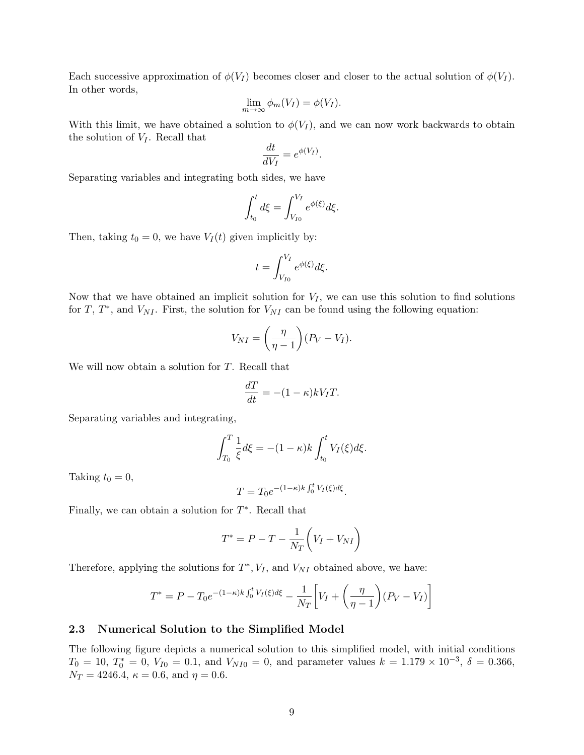Each successive approximation of $\phi(V_I)$ becomes closer and closer to the actual solution of $\phi(V_I)$. In other words,

$$\lim_{m\to\infty} \phi_m(V_I) = \phi(V_I).$$

With this limit, we have obtained a solution to $\phi(V_I)$, and we can now work backwards to obtain the solution of $V_I$. Recall that

$$\frac{dt}{dV_I} = e^{\phi(V_I)}.$$

Separating variables and integrating both sides, we have

$$\int_{t_0}^{t} d\xi = \int_{V_{I0}}^{V_I} e^{\phi(\xi)} d\xi.$$

Then, taking $t_0 = 0$, we have $V_I(t)$ given implicitly by:

$$t = \int_{V_{I0}}^{V_I} e^{\phi(\xi)} d\xi.$$

Now that we have obtained an implicit solution for $V_I$, we can use this solution to find solutions for $T$, $T^*$, and $V_{NI}$. First, the solution for $V_{NI}$ can be found using the following equation:

$$V_{NI} = \left(\frac{\eta}{\eta - 1}\right)(P_V - V_I).$$

We will now obtain a solution for $T$. Recall that

$$\frac{dT}{dt} = -(1-\kappa)kV_I T.$$

Separating variables and integrating,

$$\int_{T_0}^{T} \frac{1}{\xi} d\xi = -(1-\kappa)k \int_{t_0}^{t} V_I(\xi) d\xi.$$

Taking $t_0 = 0$,

$$T = T_0 e^{-(1-\kappa)k \int_0^t V_I(\xi) d\xi}.$$

Finally, we can obtain a solution for $T^*$. Recall that

$$T^* = P - T - \frac{1}{N_T}\left(V_I + V_{NI}\right)$$

Therefore, applying the solutions for $T^*, V_I$, and $V_{NI}$ obtained above, we have:

$$T^* = P - T_0 e^{-(1-\kappa)k \int_0^t V_I(\xi) d\xi} - \frac{1}{N_T}\left[V_I + \left(\frac{\eta}{\eta - 1}\right)(P_V - V_I)\right]$$

## 2.3 Numerical Solution to the Simplified Model

The following figure depicts a numerical solution to this simplified model, with initial conditions $T_0 = 10$, $T_0^* = 0$, $V_{I0} = 0.1$, and $V_{NI0} = 0$, and parameter values $k = 1.179 \times 10^{-3}$, $\delta = 0.366$, $N_T = 4246.4$, $\kappa = 0.6$, and $\eta = 0.6$.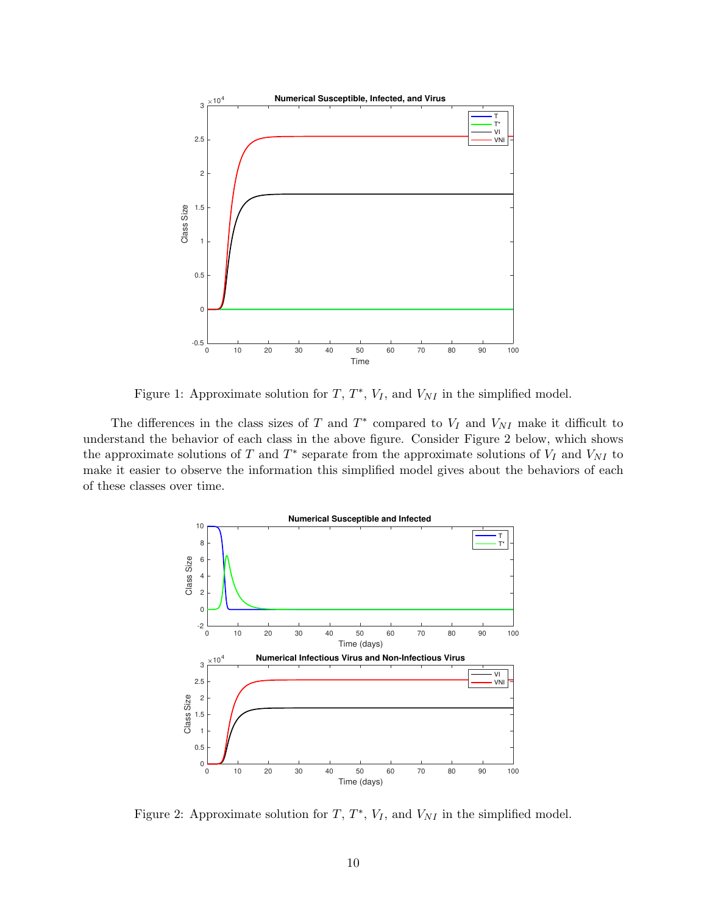Figure 1: Approximate solution for $T$, $T^*$, $V_I$, and $V_{NI}$ in the simplified model.

The differences in the class sizes of $T$ and $T^*$ compared to $V_I$ and $V_{NI}$ make it difficult to understand the behavior of each class in the above figure. Consider Figure 2 below, which shows the approximate solutions of $T$ and $T^*$ separate from the approximate solutions of $V_I$ and $V_{NI}$ to make it easier to observe the information this simplified model gives about the behaviors of each of these classes over time.

Figure 2: Approximate solution for $T$, $T^*$, $V_I$, and $V_{NI}$ in the simplified model.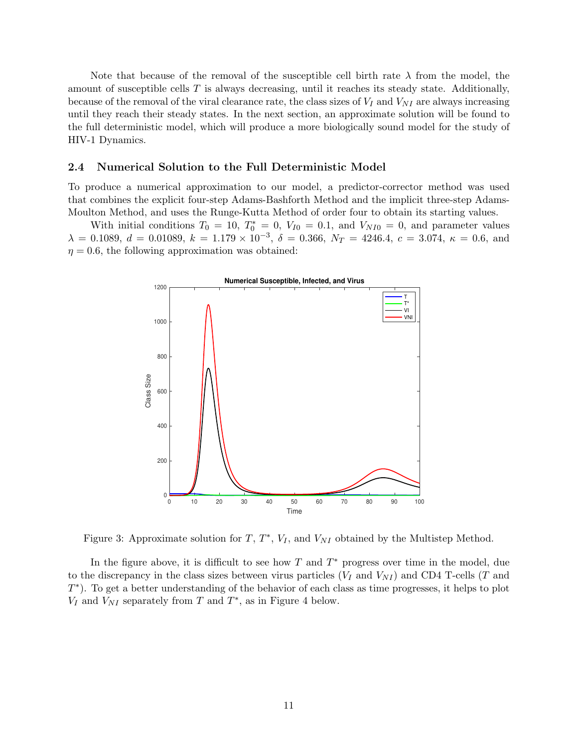Note that because of the removal of the susceptible cell birth rate $\lambda$ from the model, the amount of susceptible cells $T$ is always decreasing, until it reaches its steady state. Additionally, because of the removal of the viral clearance rate, the class sizes of $V_I$ and $V_{NI}$ are always increasing until they reach their steady states. In the next section, an approximate solution will be found to the full deterministic model, which will produce a more biologically sound model for the study of HIV-1 Dynamics.

### 2.4 Numerical Solution to the Full Deterministic Model

To produce a numerical approximation to our model, a predictor-corrector method was used that combines the explicit four-step Adams-Bashforth Method and the implicit three-step Adams-Moulton Method, and uses the Runge-Kutta Method of order four to obtain its starting values.

With initial conditions $T_0 = 10$, $T_0^* = 0$, $V_{I0} = 0.1$, and $V_{NI0} = 0$, and parameter values $\lambda = 0.1089$, $d = 0.01089$, $k = 1.179 \times 10^{-3}$, $\delta = 0.366$, $N_T = 4246.4$, $c = 3.074$, $\kappa = 0.6$, and $\eta = 0.6$, the following approximation was obtained:

Figure 3: Approximate solution for $T$, $T^*$, $V_I$, and $V_{NI}$ obtained by the Multistep Method.

In the figure above, it is difficult to see how $T$ and $T^*$ progress over time in the model, due to the discrepancy in the class sizes between virus particles ($V_I$ and $V_{NI}$) and CD4 T-cells ($T$ and $T^*$). To get a better understanding of the behavior of each class as time progresses, it helps to plot $V_I$ and $V_{NI}$ separately from $T$ and $T^*$, as in Figure 4 below.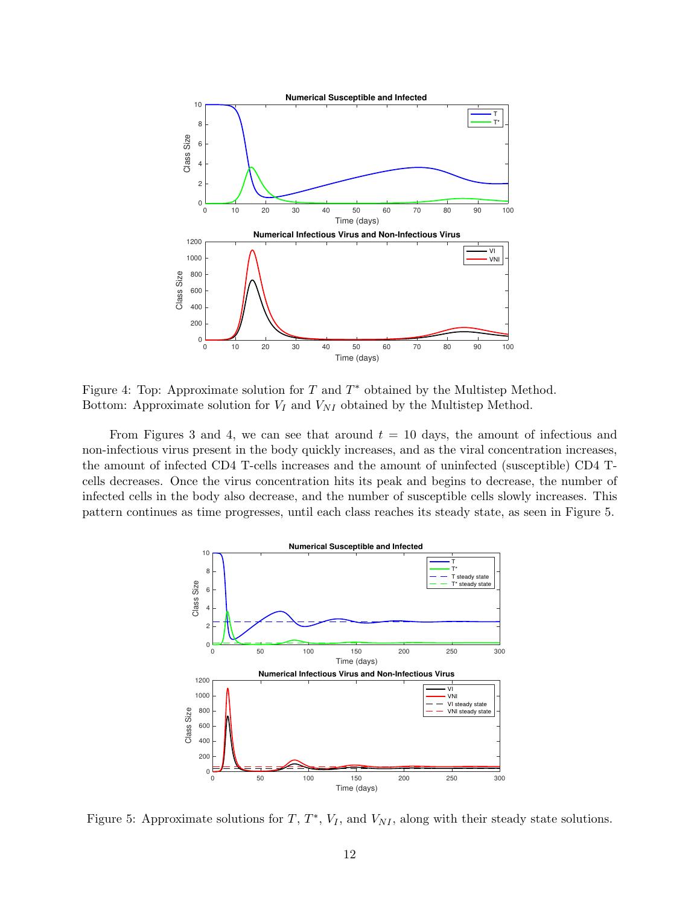Figure 4: Top: Approximate solution for $T$ and $T^*$ obtained by the Multistep Method.
Bottom: Approximate solution for $V_I$ and $V_{NI}$ obtained by the Multistep Method.

From Figures 3 and 4, we can see that around $t = 10$ days, the amount of infectious and non-infectious virus present in the body quickly increases, and as the viral concentration increases, the amount of infected CD4 T-cells increases and the amount of uninfected (susceptible) CD4 T-cells decreases. Once the virus concentration hits its peak and begins to decrease, the number of infected cells in the body also decrease, and the number of susceptible cells slowly increases. This pattern continues as time progresses, until each class reaches its steady state, as seen in Figure 5.

Figure 5: Approximate solutions for $T$, $T^*$, $V_I$, and $V_{NI}$, along with their steady state solutions.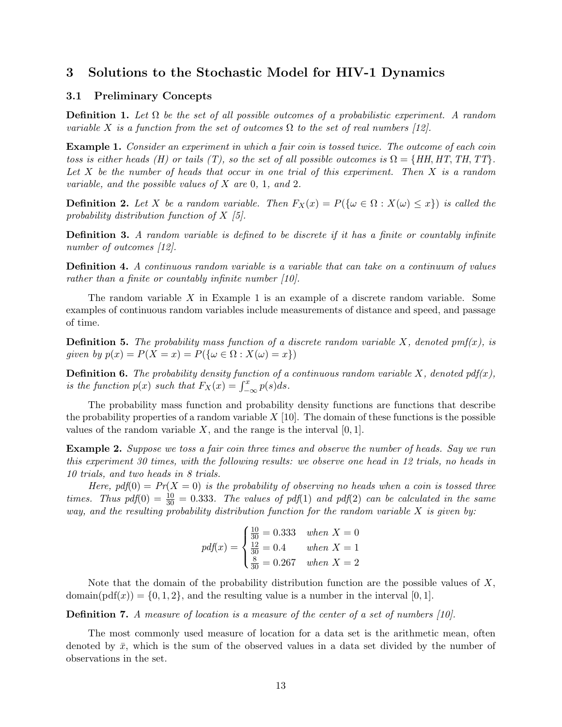## 3 Solutions to the Stochastic Model for HIV-1 Dynamics

### 3.1 Preliminary Concepts

**Definition 1.** *Let $\Omega$ be the set of all possible outcomes of a probabilistic experiment. A random variable $X$ is a function from the set of outcomes $\Omega$ to the set of real numbers [12].*

**Example 1.** *Consider an experiment in which a fair coin is tossed twice. The outcome of each coin toss is either heads (H) or tails (T), so the set of all possible outcomes is $\Omega = \{HH, HT, TH, TT\}$. Let $X$ be the number of heads that occur in one trial of this experiment. Then $X$ is a random variable, and the possible values of $X$ are 0, 1, and 2.*

**Definition 2.** *Let $X$ be a random variable. Then $F_X(x) = P(\{\omega \in \Omega : X(\omega) \leq x\})$ is called the probability distribution function of $X$ [5].*

**Definition 3.** *A random variable is defined to be discrete if it has a finite or countably infinite number of outcomes [12].*

**Definition 4.** *A continuous random variable is a variable that can take on a continuum of values rather than a finite or countably infinite number [10].*

The random variable $X$ in Example 1 is an example of a discrete random variable. Some examples of continuous random variables include measurements of distance and speed, and passage of time.

**Definition 5.** *The probability mass function of a discrete random variable $X$, denoted pmf$(x)$, is given by $p(x) = P(X = x) = P(\{\omega \in \Omega : X(\omega) = x\})$*

**Definition 6.** *The probability density function of a continuous random variable $X$, denoted pdf$(x)$, is the function $p(x)$ such that $F_X(x) = \int_{-\infty}^{x} p(s)ds$.*

The probability mass function and probability density functions are functions that describe the probability properties of a random variable $X$ [10]. The domain of these functions is the possible values of the random variable $X$, and the range is the interval $[0, 1]$.

**Example 2.** *Suppose we toss a fair coin three times and observe the number of heads. Say we run this experiment 30 times, with the following results: we observe one head in 12 trials, no heads in 10 trials, and two heads in 8 trials.*

*Here, pdf$(0) = Pr(X = 0)$ is the probability of observing no heads when a coin is tossed three times. Thus pdf$(0) = \frac{10}{30} = 0.333$. The values of pdf$(1)$ and pdf$(2)$ can be calculated in the same way, and the resulting probability distribution function for the random variable $X$ is given by:*

$$\text{pdf}(x) = \begin{cases} \frac{10}{30} = 0.333 & \text{when } X = 0 \\ \frac{12}{30} = 0.4 & \text{when } X = 1 \\ \frac{8}{30} = 0.267 & \text{when } X = 2 \end{cases}$$

Note that the domain of the probability distribution function are the possible values of $X$, domain(pdf$(x)$) $= \{0, 1, 2\}$, and the resulting value is a number in the interval $[0, 1]$.

**Definition 7.** *A measure of location is a measure of the center of a set of numbers [10].*

The most commonly used measure of location for a data set is the arithmetic mean, often denoted by $\bar{x}$, which is the sum of the observed values in a data set divided by the number of observations in the set.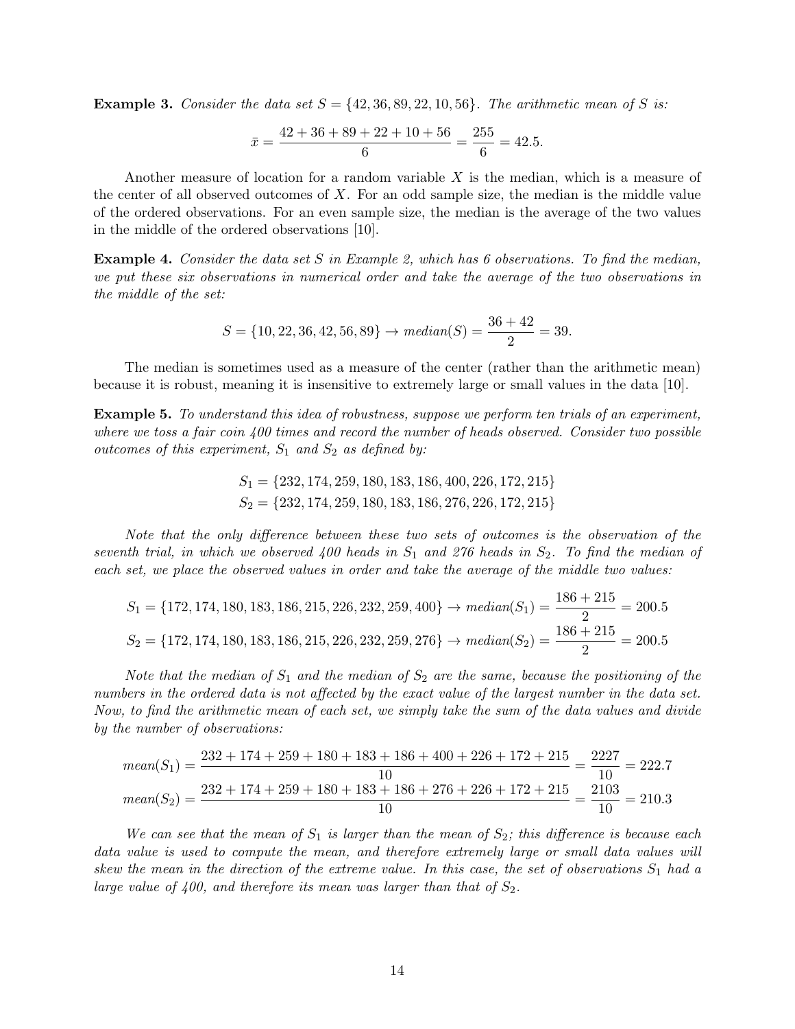**Example 3.** *Consider the data set $S = \{42, 36, 89, 22, 10, 56\}$. The arithmetic mean of $S$ is:*

$$\bar{x} = \frac{42 + 36 + 89 + 22 + 10 + 56}{6} = \frac{255}{6} = 42.5.$$

Another measure of location for a random variable $X$ is the median, which is a measure of the center of all observed outcomes of $X$. For an odd sample size, the median is the middle value of the ordered observations. For an even sample size, the median is the average of the two values in the middle of the ordered observations [10].

**Example 4.** *Consider the data set $S$ in Example 2, which has 6 observations. To find the median, we put these six observations in numerical order and take the average of the two observations in the middle of the set:*

$$S = \{10, 22, 36, 42, 56, 89\} \rightarrow median(S) = \frac{36 + 42}{2} = 39.$$

The median is sometimes used as a measure of the center (rather than the arithmetic mean) because it is robust, meaning it is insensitive to extremely large or small values in the data [10].

**Example 5.** *To understand this idea of robustness, suppose we perform ten trials of an experiment, where we toss a fair coin 400 times and record the number of heads observed. Consider two possible outcomes of this experiment, $S_1$ and $S_2$ as defined by:*

$$S_1 = \{232, 174, 259, 180, 183, 186, 400, 226, 172, 215\}$$
$$S_2 = \{232, 174, 259, 180, 183, 186, 276, 226, 172, 215\}$$

*Note that the only difference between these two sets of outcomes is the observation of the seventh trial, in which we observed 400 heads in $S_1$ and 276 heads in $S_2$. To find the median of each set, we place the observed values in order and take the average of the middle two values:*

$$S_1 = \{172, 174, 180, 183, 186, 215, 226, 232, 259, 400\} \rightarrow median(S_1) = \frac{186 + 215}{2} = 200.5$$
$$S_2 = \{172, 174, 180, 183, 186, 215, 226, 232, 259, 276\} \rightarrow median(S_2) = \frac{186 + 215}{2} = 200.5$$

*Note that the median of $S_1$ and the median of $S_2$ are the same, because the positioning of the numbers in the ordered data is not affected by the exact value of the largest number in the data set. Now, to find the arithmetic mean of each set, we simply take the sum of the data values and divide by the number of observations:*

$$mean(S_1) = \frac{232 + 174 + 259 + 180 + 183 + 186 + 400 + 226 + 172 + 215}{10} = \frac{2227}{10} = 222.7$$
$$mean(S_2) = \frac{232 + 174 + 259 + 180 + 183 + 186 + 276 + 226 + 172 + 215}{10} = \frac{2103}{10} = 210.3$$

*We can see that the mean of $S_1$ is larger than the mean of $S_2$; this difference is because each data value is used to compute the mean, and therefore extremely large or small data values will skew the mean in the direction of the extreme value. In this case, the set of observations $S_1$ had a large value of 400, and therefore its mean was larger than that of $S_2$.*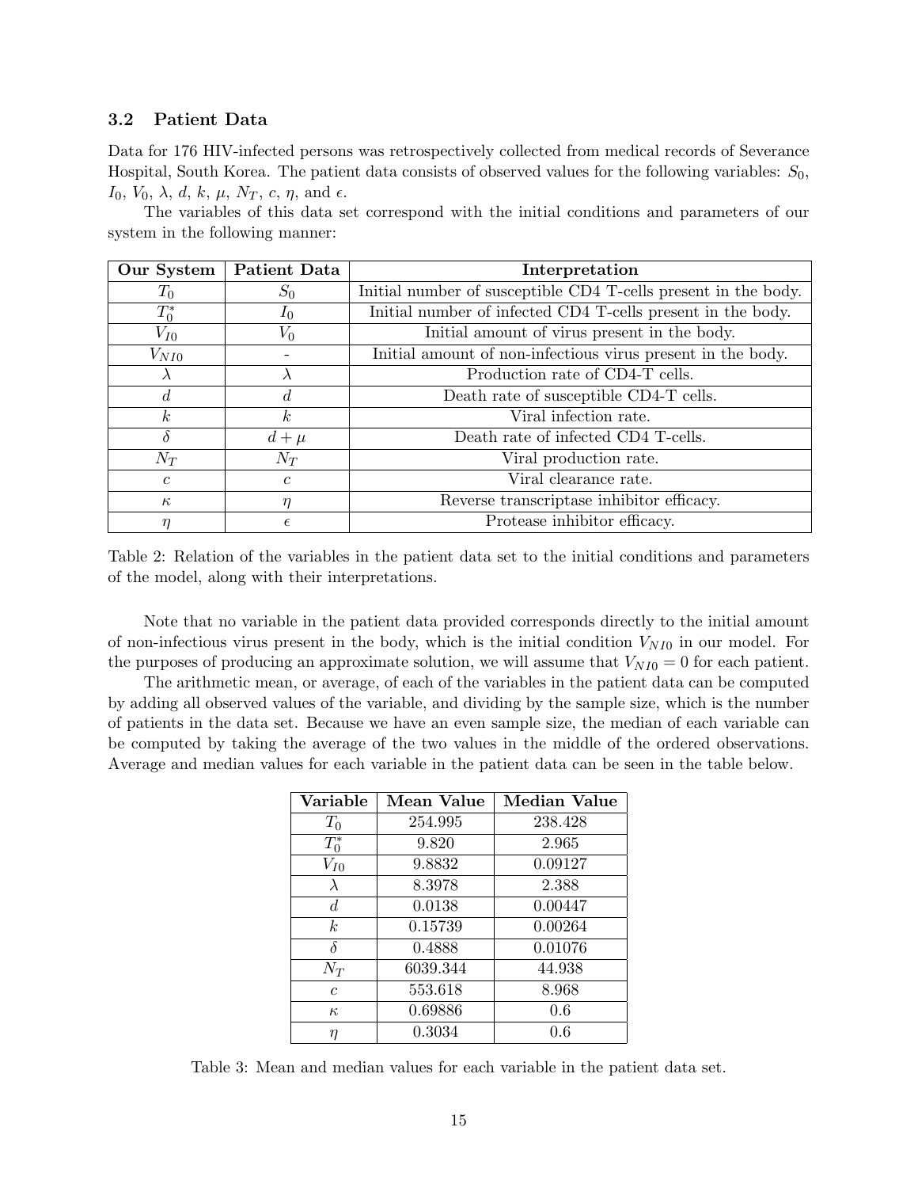### 3.2 Patient Data

Data for 176 HIV-infected persons was retrospectively collected from medical records of Severance Hospital, South Korea. The patient data consists of observed values for the following variables: $S_0$, $I_0$, $V_0$, $\lambda$, $d$, $k$, $\mu$, $N_T$, $c$, $\eta$, and $\epsilon$.

The variables of this data set correspond with the initial conditions and parameters of our system in the following manner:

| Our System | Patient Data | Interpretation |
|---|---|---|
| $T_0$ | $S_0$ | Initial number of susceptible CD4 T-cells present in the body. |
| $T_0^*$ | $I_0$ | Initial number of infected CD4 T-cells present in the body. |
| $V_{I0}$ | $V_0$ | Initial amount of virus present in the body. |
| $V_{NI0}$ | - | Initial amount of non-infectious virus present in the body. |
| $\lambda$ | $\lambda$ | Production rate of CD4-T cells. |
| $d$ | $d$ | Death rate of susceptible CD4-T cells. |
| $k$ | $k$ | Viral infection rate. |
| $\delta$ | $d + \mu$ | Death rate of infected CD4 T-cells. |
| $N_T$ | $N_T$ | Viral production rate. |
| $c$ | $c$ | Viral clearance rate. |
| $\kappa$ | $\eta$ | Reverse transcriptase inhibitor efficacy. |
| $\eta$ | $\epsilon$ | Protease inhibitor efficacy. |

Table 2: Relation of the variables in the patient data set to the initial conditions and parameters of the model, along with their interpretations.

Note that no variable in the patient data provided corresponds directly to the initial amount of non-infectious virus present in the body, which is the initial condition $V_{NI0}$ in our model. For the purposes of producing an approximate solution, we will assume that $V_{NI0} = 0$ for each patient.

The arithmetic mean, or average, of each of the variables in the patient data can be computed by adding all observed values of the variable, and dividing by the sample size, which is the number of patients in the data set. Because we have an even sample size, the median of each variable can be computed by taking the average of the two values in the middle of the ordered observations. Average and median values for each variable in the patient data can be seen in the table below.

| Variable | Mean Value | Median Value |
|---|---|---|
| $T_0$ | 254.995 | 238.428 |
| $T_0^*$ | 9.820 | 2.965 |
| $V_{I0}$ | 9.8832 | 0.09127 |
| $\lambda$ | 8.3978 | 2.388 |
| $d$ | 0.0138 | 0.00447 |
| $k$ | 0.15739 | 0.00264 |
| $\delta$ | 0.4888 | 0.01076 |
| $N_T$ | 6039.344 | 44.938 |
| $c$ | 553.618 | 8.968 |
| $\kappa$ | 0.69886 | 0.6 |
| $\eta$ | 0.3034 | 0.6 |

Table 3: Mean and median values for each variable in the patient data set.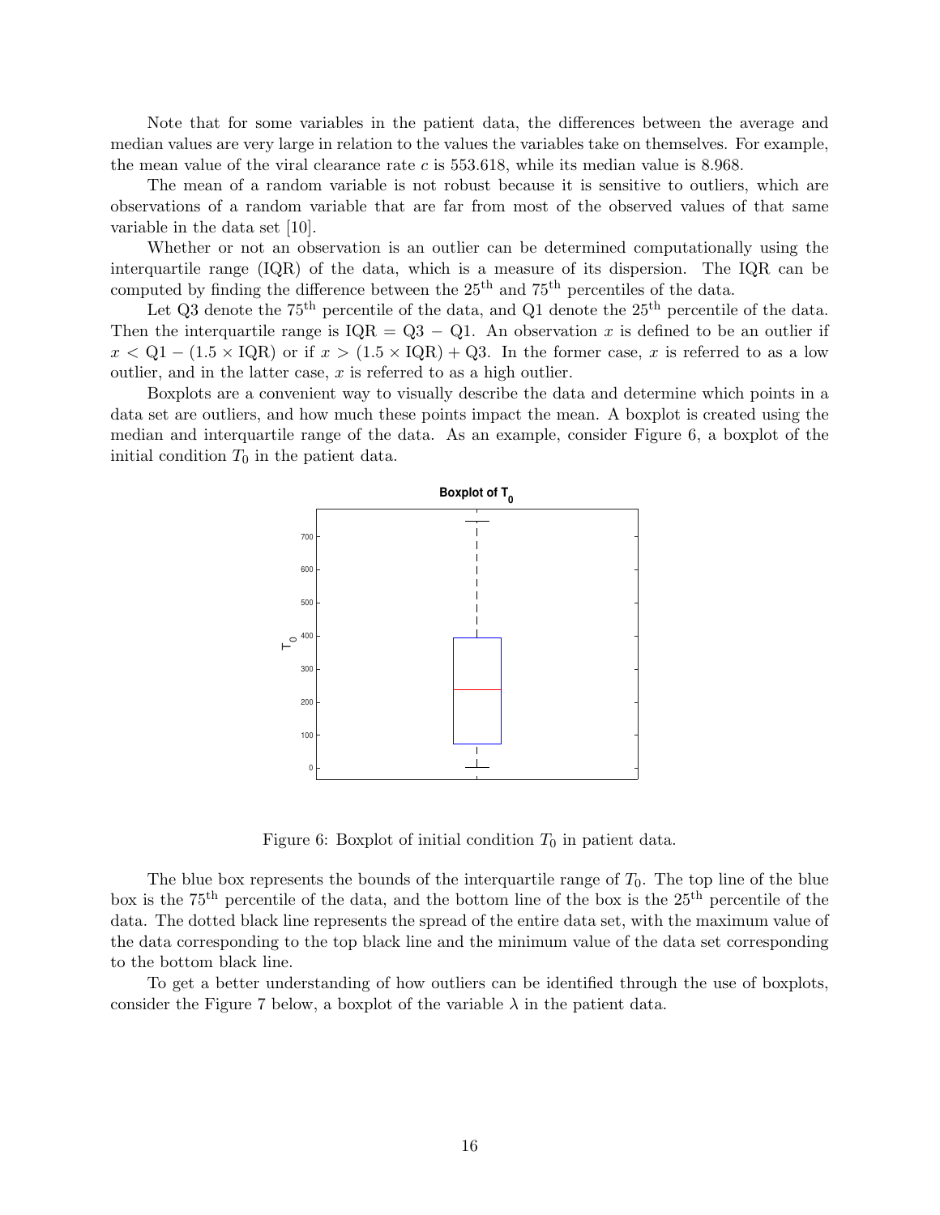Note that for some variables in the patient data, the differences between the average and median values are very large in relation to the values the variables take on themselves. For example, the mean value of the viral clearance rate $c$ is 553.618, while its median value is 8.968.

The mean of a random variable is not robust because it is sensitive to outliers, which are observations of a random variable that are far from most of the observed values of that same variable in the data set [10].

Whether or not an observation is an outlier can be determined computationally using the interquartile range (IQR) of the data, which is a measure of its dispersion. The IQR can be computed by finding the difference between the $25^{\text{th}}$ and $75^{\text{th}}$ percentiles of the data.

Let Q3 denote the $75^{\text{th}}$ percentile of the data, and Q1 denote the $25^{\text{th}}$ percentile of the data. Then the interquartile range is $\text{IQR} = \text{Q3} - \text{Q1}$. An observation $x$ is defined to be an outlier if $x < \text{Q1} - (1.5 \times \text{IQR})$ or if $x > (1.5 \times \text{IQR}) + \text{Q3}$. In the former case, $x$ is referred to as a low outlier, and in the latter case, $x$ is referred to as a high outlier.

Boxplots are a convenient way to visually describe the data and determine which points in a data set are outliers, and how much these points impact the mean. A boxplot is created using the median and interquartile range of the data. As an example, consider Figure 6, a boxplot of the initial condition $T_0$ in the patient data.

Figure 6: Boxplot of initial condition $T_0$ in patient data.

The blue box represents the bounds of the interquartile range of $T_0$. The top line of the blue box is the $75^{\text{th}}$ percentile of the data, and the bottom line of the box is the $25^{\text{th}}$ percentile of the data. The dotted black line represents the spread of the entire data set, with the maximum value of the data corresponding to the top black line and the minimum value of the data set corresponding to the bottom black line.

To get a better understanding of how outliers can be identified through the use of boxplots, consider the Figure 7 below, a boxplot of the variable $\lambda$ in the patient data.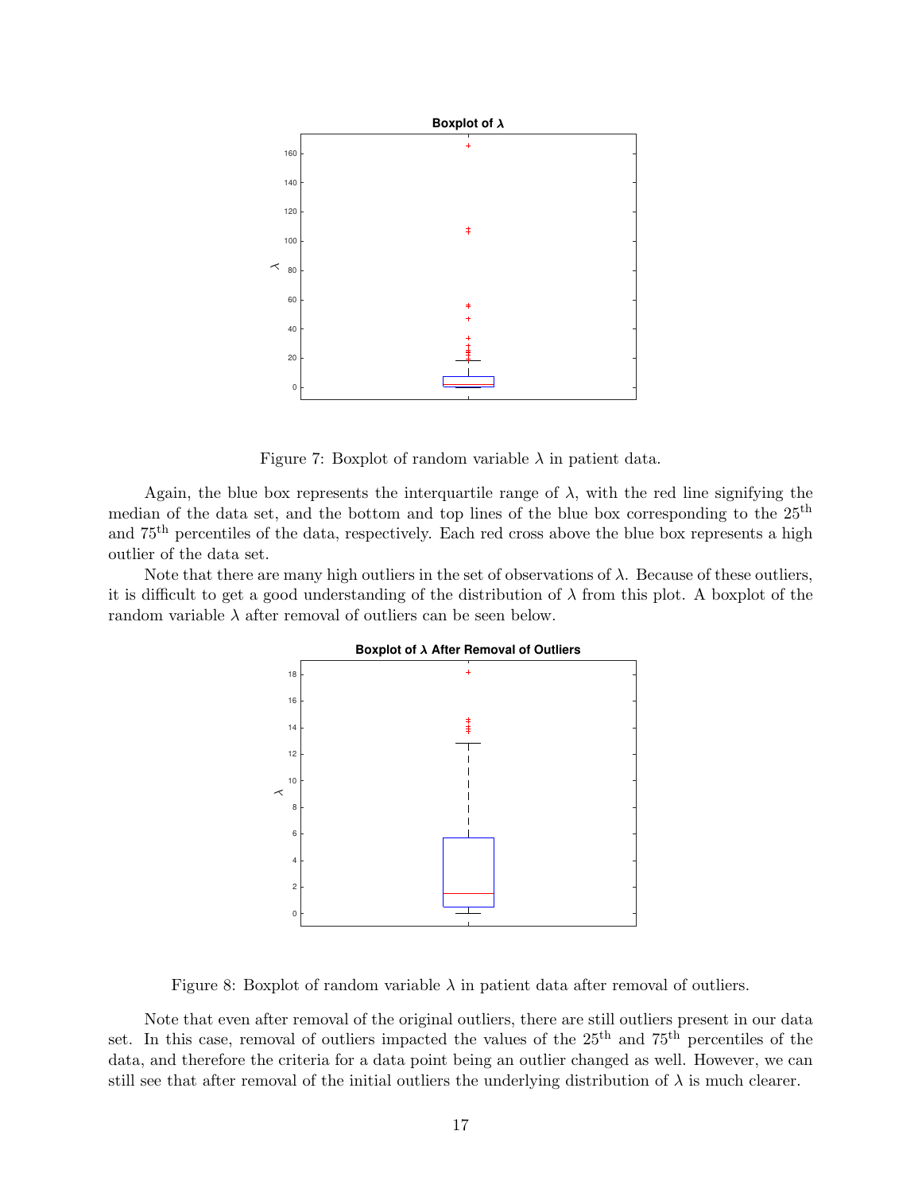Figure 7: Boxplot of random variable $\lambda$ in patient data.

Again, the blue box represents the interquartile range of $\lambda$, with the red line signifying the median of the data set, and the bottom and top lines of the blue box corresponding to the 25$^{\text{th}}$ and 75$^{\text{th}}$ percentiles of the data, respectively. Each red cross above the blue box represents a high outlier of the data set.

Note that there are many high outliers in the set of observations of $\lambda$. Because of these outliers, it is difficult to get a good understanding of the distribution of $\lambda$ from this plot. A boxplot of the random variable $\lambda$ after removal of outliers can be seen below.

Figure 8: Boxplot of random variable $\lambda$ in patient data after removal of outliers.

Note that even after removal of the original outliers, there are still outliers present in our data set. In this case, removal of outliers impacted the values of the 25$^{\text{th}}$ and 75$^{\text{th}}$ percentiles of the data, and therefore the criteria for a data point being an outlier changed as well. However, we can still see that after removal of the initial outliers the underlying distribution of $\lambda$ is much clearer.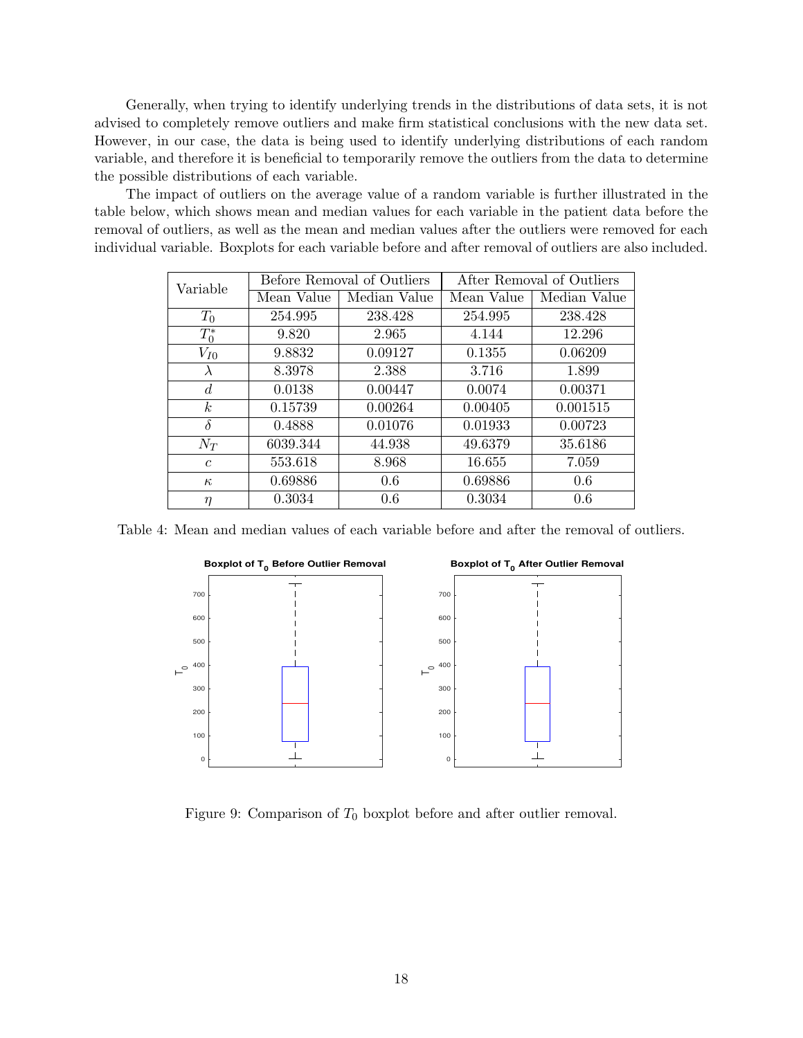Generally, when trying to identify underlying trends in the distributions of data sets, it is not advised to completely remove outliers and make firm statistical conclusions with the new data set. However, in our case, the data is being used to identify underlying distributions of each random variable, and therefore it is beneficial to temporarily remove the outliers from the data to determine the possible distributions of each variable.

The impact of outliers on the average value of a random variable is further illustrated in the table below, which shows mean and median values for each variable in the patient data before the removal of outliers, as well as the mean and median values after the outliers were removed for each individual variable. Boxplots for each variable before and after removal of outliers are also included.

| Variable | Before Removal of Outliers | | After Removal of Outliers | |
|---|---|---|---|---|
| | Mean Value | Median Value | Mean Value | Median Value |
| $T_0$ | 254.995 | 238.428 | 254.995 | 238.428 |
| $T_0^*$ | 9.820 | 2.965 | 4.144 | 12.296 |
| $V_{I0}$ | 9.8832 | 0.09127 | 0.1355 | 0.06209 |
| $\lambda$ | 8.3978 | 2.388 | 3.716 | 1.899 |
| $d$ | 0.0138 | 0.00447 | 0.0074 | 0.00371 |
| $k$ | 0.15739 | 0.00264 | 0.00405 | 0.001515 |
| $\delta$ | 0.4888 | 0.01076 | 0.01933 | 0.00723 |
| $N_T$ | 6039.344 | 44.938 | 49.6379 | 35.6186 |
| $c$ | 553.618 | 8.968 | 16.655 | 7.059 |
| $\kappa$ | 0.69886 | 0.6 | 0.69886 | 0.6 |
| $\eta$ | 0.3034 | 0.6 | 0.3034 | 0.6 |

Table 4: Mean and median values of each variable before and after the removal of outliers.

Figure 9: Comparison of $T_0$ boxplot before and after outlier removal.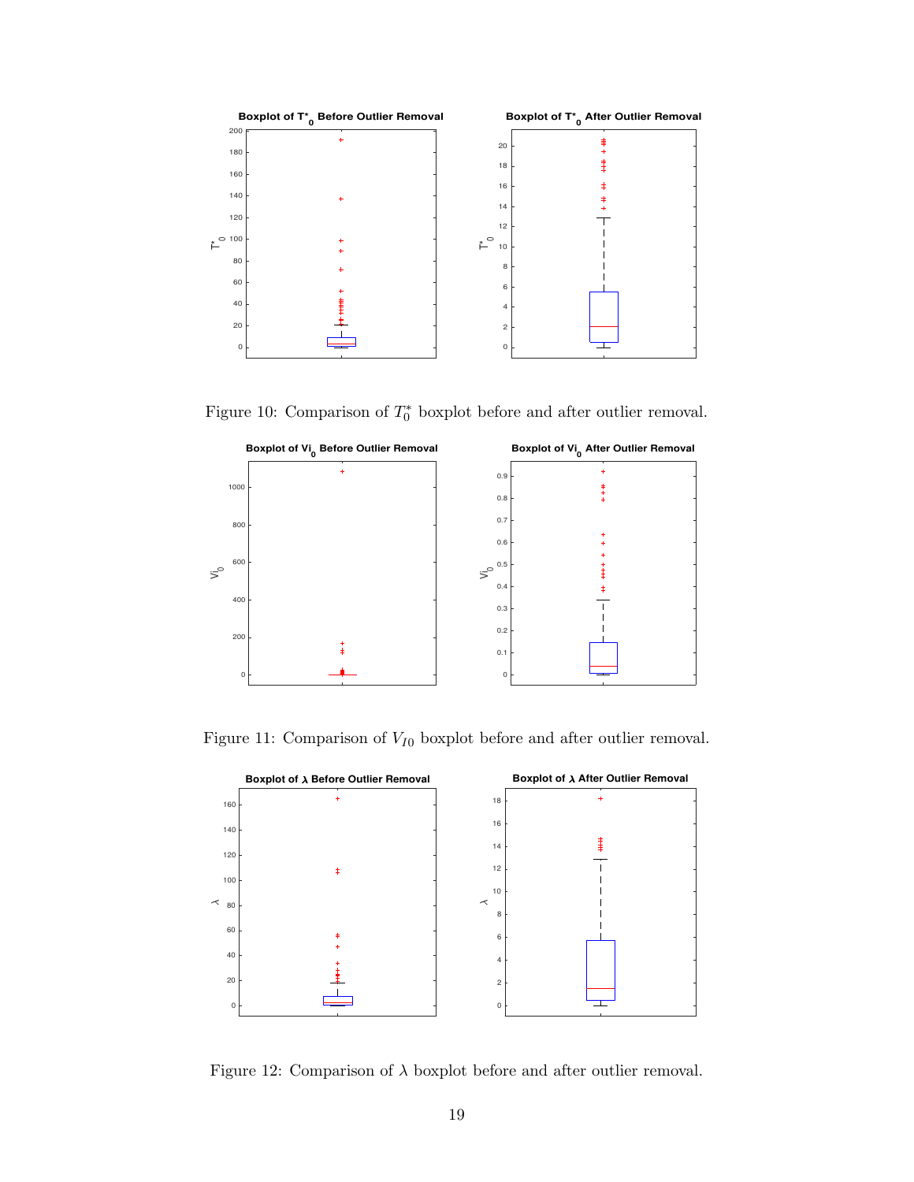Figure 10: Comparison of $T_0^*$ boxplot before and after outlier removal.

Figure 11: Comparison of $V_{I0}$ boxplot before and after outlier removal.

Figure 12: Comparison of $\lambda$ boxplot before and after outlier removal.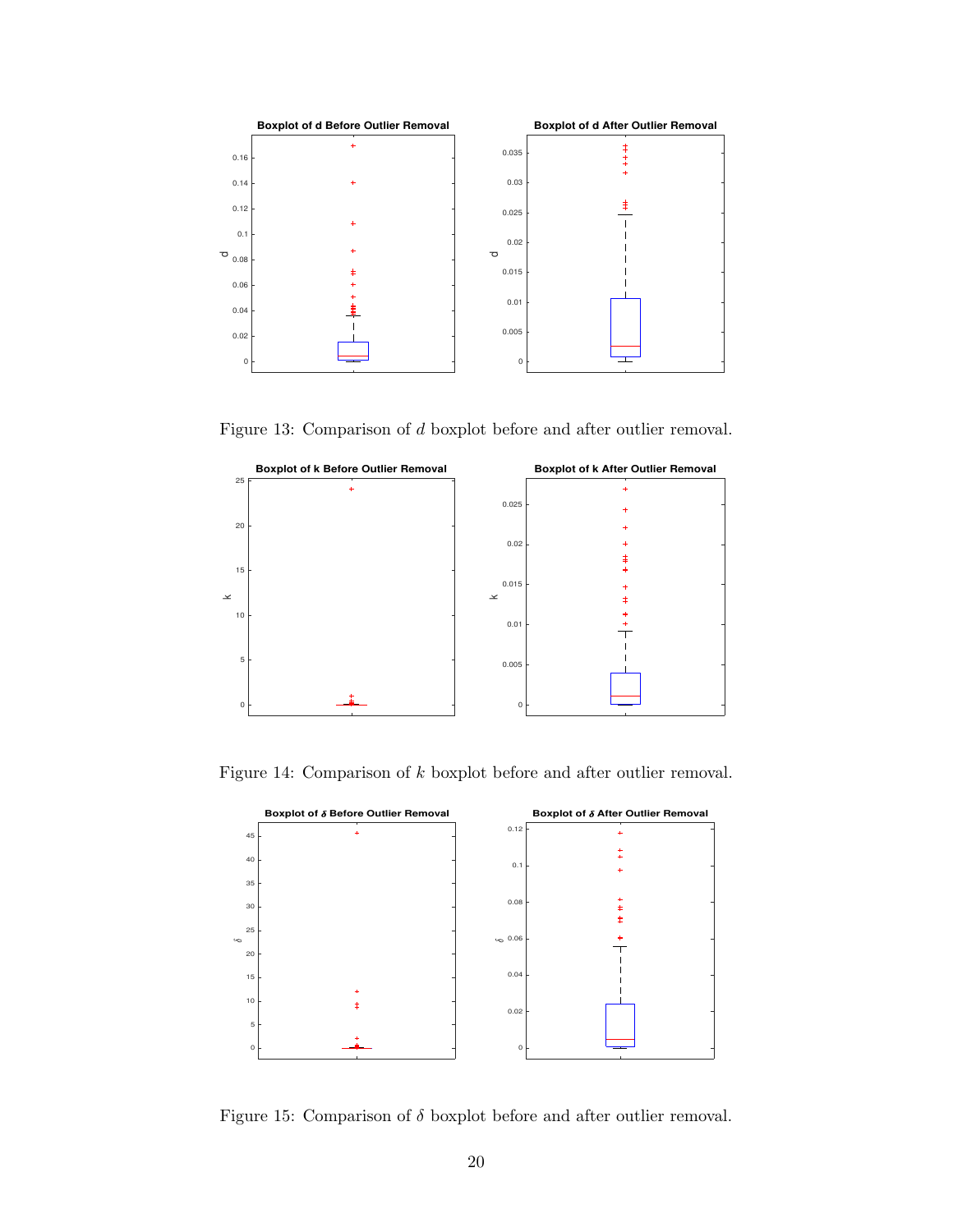Figure 13: Comparison of $d$ boxplot before and after outlier removal.

Figure 14: Comparison of $k$ boxplot before and after outlier removal.

Figure 15: Comparison of $\delta$ boxplot before and after outlier removal.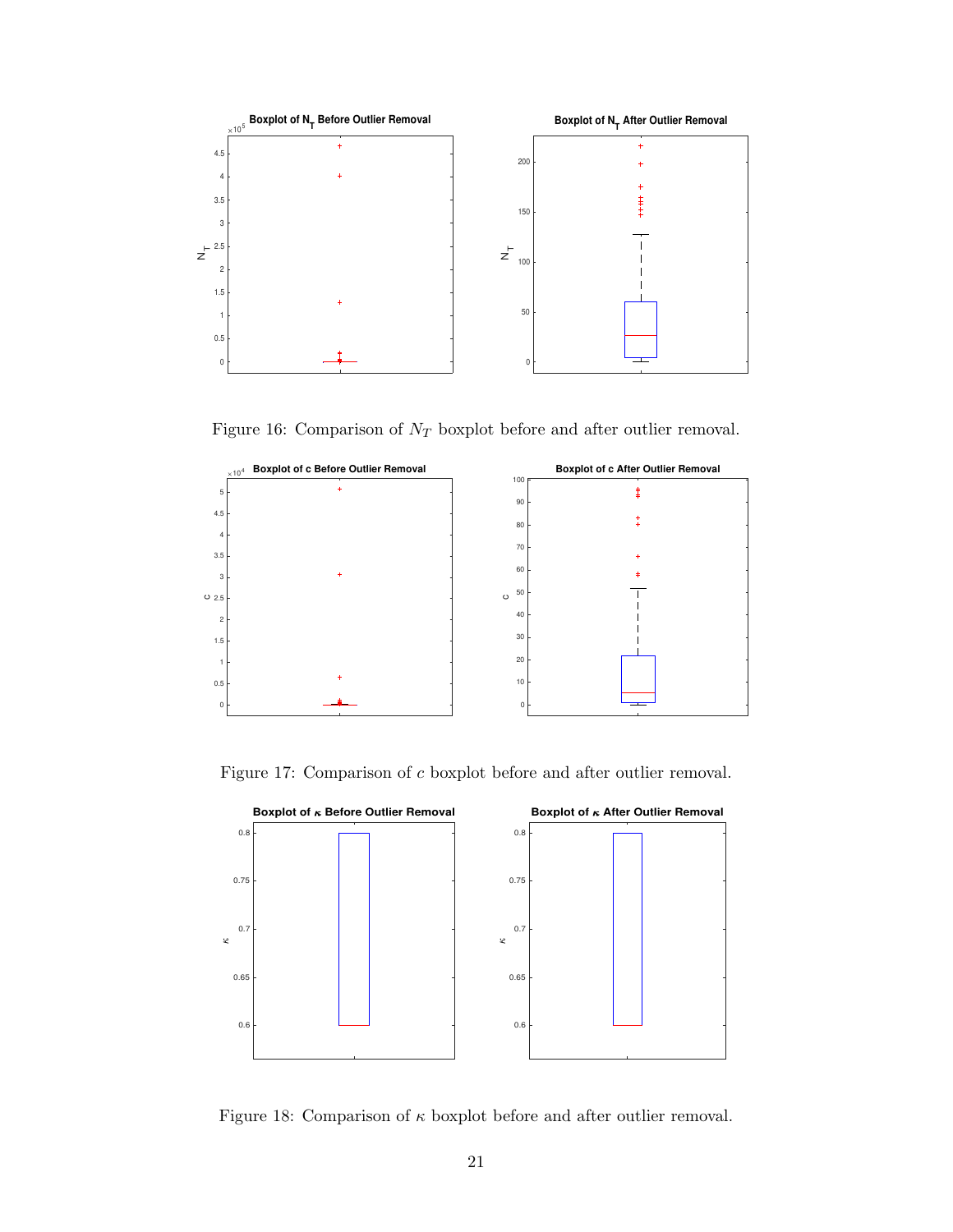Figure 16: Comparison of $N_T$ boxplot before and after outlier removal.

Figure 17: Comparison of $c$ boxplot before and after outlier removal.

Figure 18: Comparison of $\kappa$ boxplot before and after outlier removal.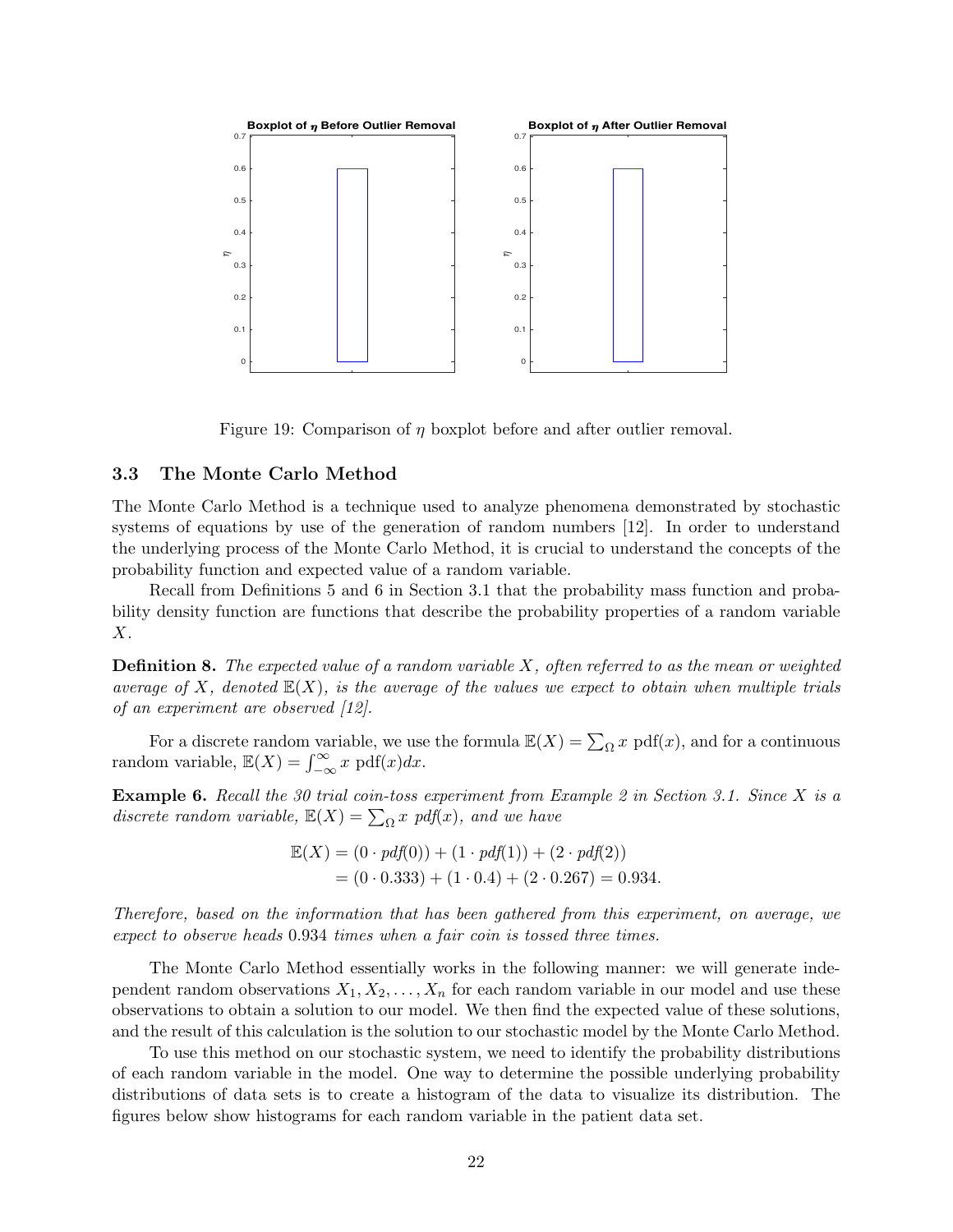Figure 19: Comparison of $\eta$ boxplot before and after outlier removal.

### 3.3 The Monte Carlo Method

The Monte Carlo Method is a technique used to analyze phenomena demonstrated by stochastic systems of equations by use of the generation of random numbers [12]. In order to understand the underlying process of the Monte Carlo Method, it is crucial to understand the concepts of the probability function and expected value of a random variable.

Recall from Definitions 5 and 6 in Section 3.1 that the probability mass function and probability density function are functions that describe the probability properties of a random variable $X$.

**Definition 8.** *The expected value of a random variable $X$, often referred to as the mean or weighted average of $X$, denoted $\mathbb{E}(X)$, is the average of the values we expect to obtain when multiple trials of an experiment are observed [12].*

For a discrete random variable, we use the formula $\mathbb{E}(X) = \sum_{\Omega} x \text{ pdf}(x)$, and for a continuous random variable, $\mathbb{E}(X) = \int_{-\infty}^{\infty} x \text{ pdf}(x)dx$.

**Example 6.** *Recall the 30 trial coin-toss experiment from Example 2 in Section 3.1. Since $X$ is a discrete random variable, $\mathbb{E}(X) = \sum_{\Omega} x \text{ pdf}(x)$, and we have*

$$\begin{aligned}\mathbb{E}(X) &= (0 \cdot pdf(0)) + (1 \cdot pdf(1)) + (2 \cdot pdf(2)) \\ &= (0 \cdot 0.333) + (1 \cdot 0.4) + (2 \cdot 0.267) = 0.934.\end{aligned}$$

*Therefore, based on the information that has been gathered from this experiment, on average, we expect to observe heads 0.934 times when a fair coin is tossed three times.*

The Monte Carlo Method essentially works in the following manner: we will generate independent random observations $X_1, X_2, \ldots, X_n$ for each random variable in our model and use these observations to obtain a solution to our model. We then find the expected value of these solutions, and the result of this calculation is the solution to our stochastic model by the Monte Carlo Method.

To use this method on our stochastic system, we need to identify the probability distributions of each random variable in the model. One way to determine the possible underlying probability distributions of data sets is to create a histogram of the data to visualize its distribution. The figures below show histograms for each random variable in the patient data set.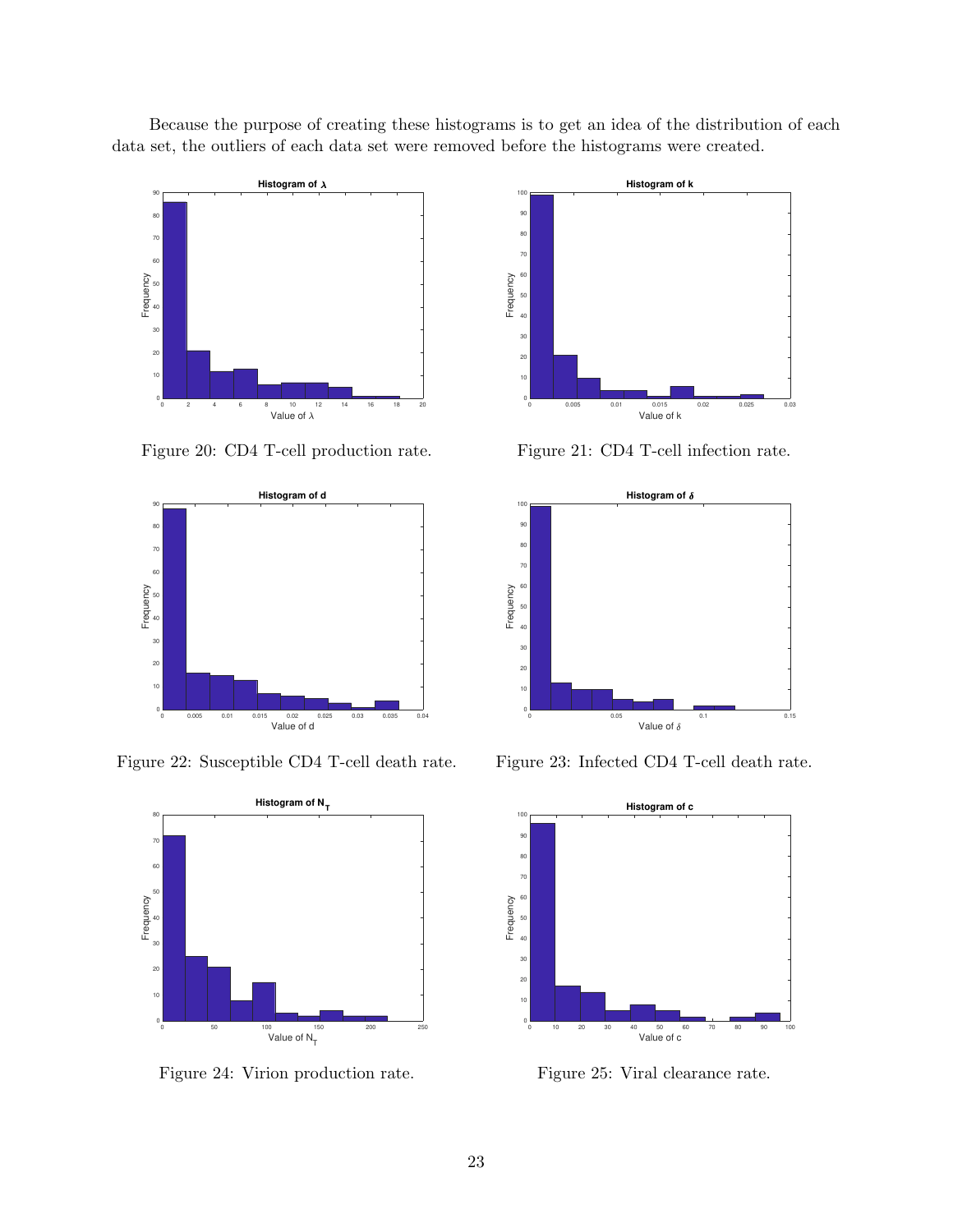Because the purpose of creating these histograms is to get an idea of the distribution of each data set, the outliers of each data set were removed before the histograms were created.

Figure 20: CD4 T-cell production rate.

Figure 21: CD4 T-cell infection rate.

Figure 22: Susceptible CD4 T-cell death rate.

Figure 23: Infected CD4 T-cell death rate.

Figure 24: Virion production rate.

Figure 25: Viral clearance rate.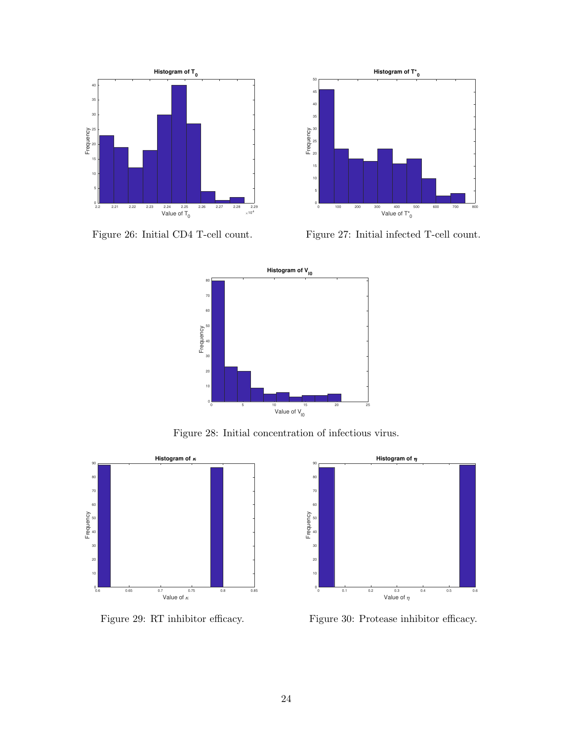Figure 26: Initial CD4 T-cell count.

Figure 27: Initial infected T-cell count.

Figure 28: Initial concentration of infectious virus.

Figure 29: RT inhibitor efficacy.

Figure 30: Protease inhibitor efficacy.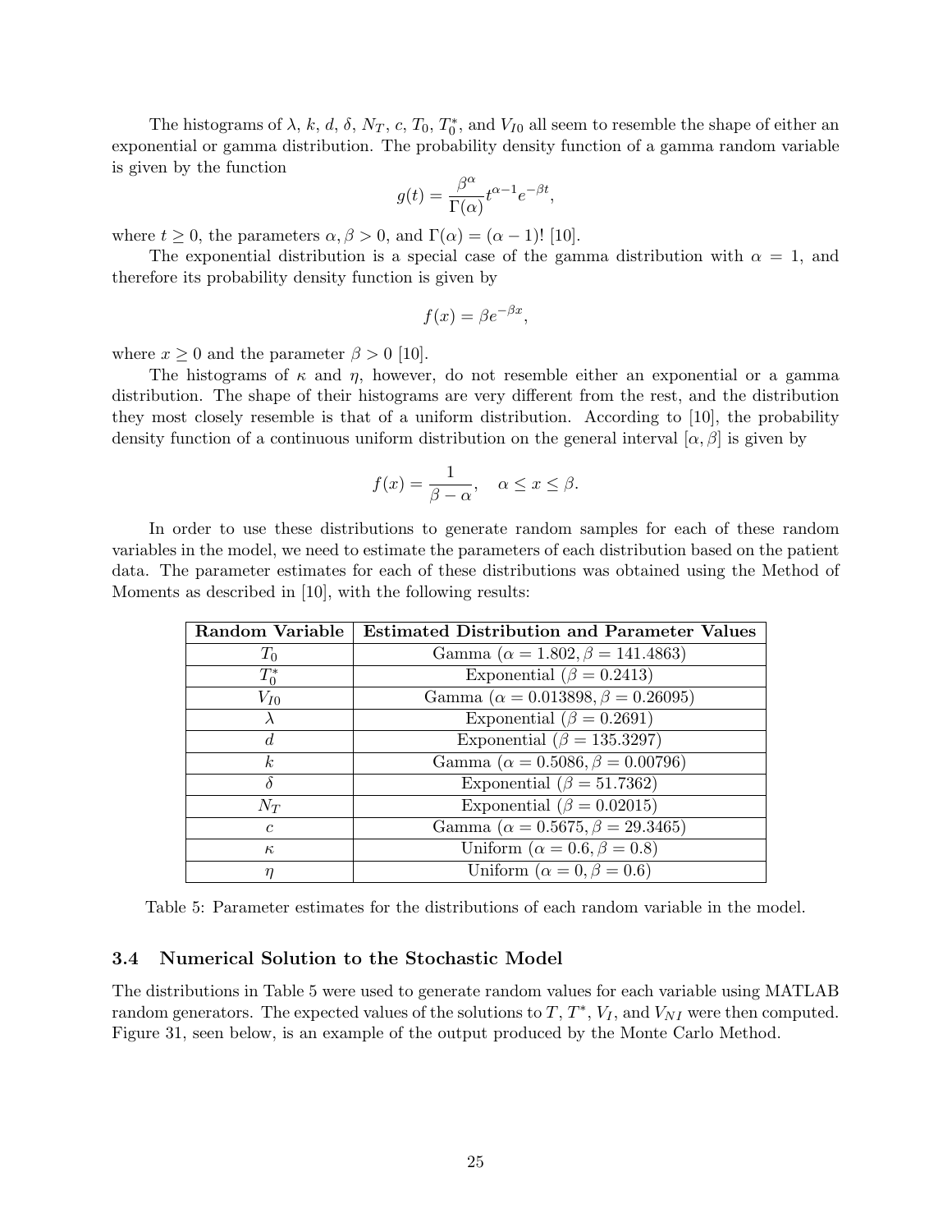The histograms of $\lambda$, $k$, $d$, $\delta$, $N_T$, $c$, $T_0$, $T_0^*$, and $V_{I0}$ all seem to resemble the shape of either an exponential or gamma distribution. The probability density function of a gamma random variable is given by the function

$$g(t) = \frac{\beta^\alpha}{\Gamma(\alpha)} t^{\alpha-1} e^{-\beta t},$$

where $t \geq 0$, the parameters $\alpha, \beta > 0$, and $\Gamma(\alpha) = (\alpha - 1)!$ [10].

The exponential distribution is a special case of the gamma distribution with $\alpha = 1$, and therefore its probability density function is given by

$$f(x) = \beta e^{-\beta x},$$

where $x \geq 0$ and the parameter $\beta > 0$ [10].

The histograms of $\kappa$ and $\eta$, however, do not resemble either an exponential or a gamma distribution. The shape of their histograms are very different from the rest, and the distribution they most closely resemble is that of a uniform distribution. According to [10], the probability density function of a continuous uniform distribution on the general interval $[\alpha, \beta]$ is given by

$$f(x) = \frac{1}{\beta - \alpha}, \quad \alpha \leq x \leq \beta.$$

In order to use these distributions to generate random samples for each of these random variables in the model, we need to estimate the parameters of each distribution based on the patient data. The parameter estimates for each of these distributions was obtained using the Method of Moments as described in [10], with the following results:

| **Random Variable** | **Estimated Distribution and Parameter Values** |
|---|---|
| $T_0$ | Gamma ($\alpha = 1.802, \beta = 141.4863$) |
| $T_0^*$ | Exponential ($\beta = 0.2413$) |
| $V_{I0}$ | Gamma ($\alpha = 0.013898, \beta = 0.26095$) |
| $\lambda$ | Exponential ($\beta = 0.2691$) |
| $d$ | Exponential ($\beta = 135.3297$) |
| $k$ | Gamma ($\alpha = 0.5086, \beta = 0.00796$) |
| $\delta$ | Exponential ($\beta = 51.7362$) |
| $N_T$ | Exponential ($\beta = 0.02015$) |
| $c$ | Gamma ($\alpha = 0.5675, \beta = 29.3465$) |
| $\kappa$ | Uniform ($\alpha = 0.6, \beta = 0.8$) |
| $\eta$ | Uniform ($\alpha = 0, \beta = 0.6$) |

Table 5: Parameter estimates for the distributions of each random variable in the model.

### 3.4 Numerical Solution to the Stochastic Model

The distributions in Table 5 were used to generate random values for each variable using MATLAB random generators. The expected values of the solutions to $T$, $T^*$, $V_I$, and $V_{NI}$ were then computed. Figure 31, seen below, is an example of the output produced by the Monte Carlo Method.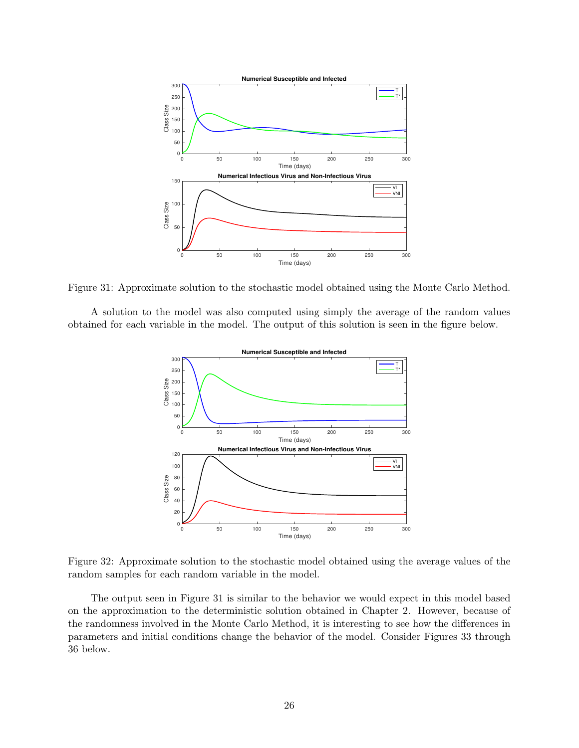Figure 31: Approximate solution to the stochastic model obtained using the Monte Carlo Method.

A solution to the model was also computed using simply the average of the random values obtained for each variable in the model. The output of this solution is seen in the figure below.

Figure 32: Approximate solution to the stochastic model obtained using the average values of the random samples for each random variable in the model.

The output seen in Figure 31 is similar to the behavior we would expect in this model based on the approximation to the deterministic solution obtained in Chapter 2. However, because of the randomness involved in the Monte Carlo Method, it is interesting to see how the differences in parameters and initial conditions change the behavior of the model. Consider Figures 33 through 36 below.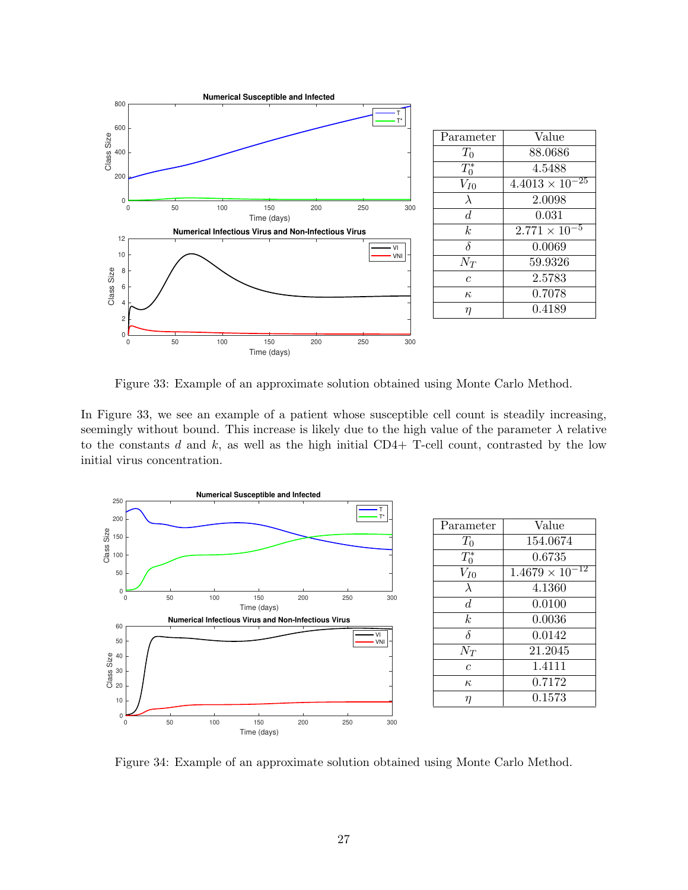| Parameter | Value |
|---|---|
| $T_0$ | 88.0686 |
| $T_0^*$ | 4.5488 |
| $V_{I0}$ | $4.4013 \times 10^{-25}$ |
| $\lambda$ | 2.0098 |
| $d$ | 0.031 |
| $k$ | $2.771 \times 10^{-5}$ |
| $\delta$ | 0.0069 |
| $N_T$ | 59.9326 |
| $c$ | 2.5783 |
| $\kappa$ | 0.7078 |
| $\eta$ | 0.4189 |

Figure 33: Example of an approximate solution obtained using Monte Carlo Method.

In Figure 33, we see an example of a patient whose susceptible cell count is steadily increasing, seemingly without bound. This increase is likely due to the high value of the parameter $\lambda$ relative to the constants $d$ and $k$, as well as the high initial CD4+ T-cell count, contrasted by the low initial virus concentration.

| Parameter | Value |
|---|---|
| $T_0$ | 154.0674 |
| $T_0^*$ | 0.6735 |
| $V_{I0}$ | $1.4679 \times 10^{-12}$ |
| $\lambda$ | 4.1360 |
| $d$ | 0.0100 |
| $k$ | 0.0036 |
| $\delta$ | 0.0142 |
| $N_T$ | 21.2045 |
| $c$ | 1.4111 |
| $\kappa$ | 0.7172 |
| $\eta$ | 0.1573 |

Figure 34: Example of an approximate solution obtained using Monte Carlo Method.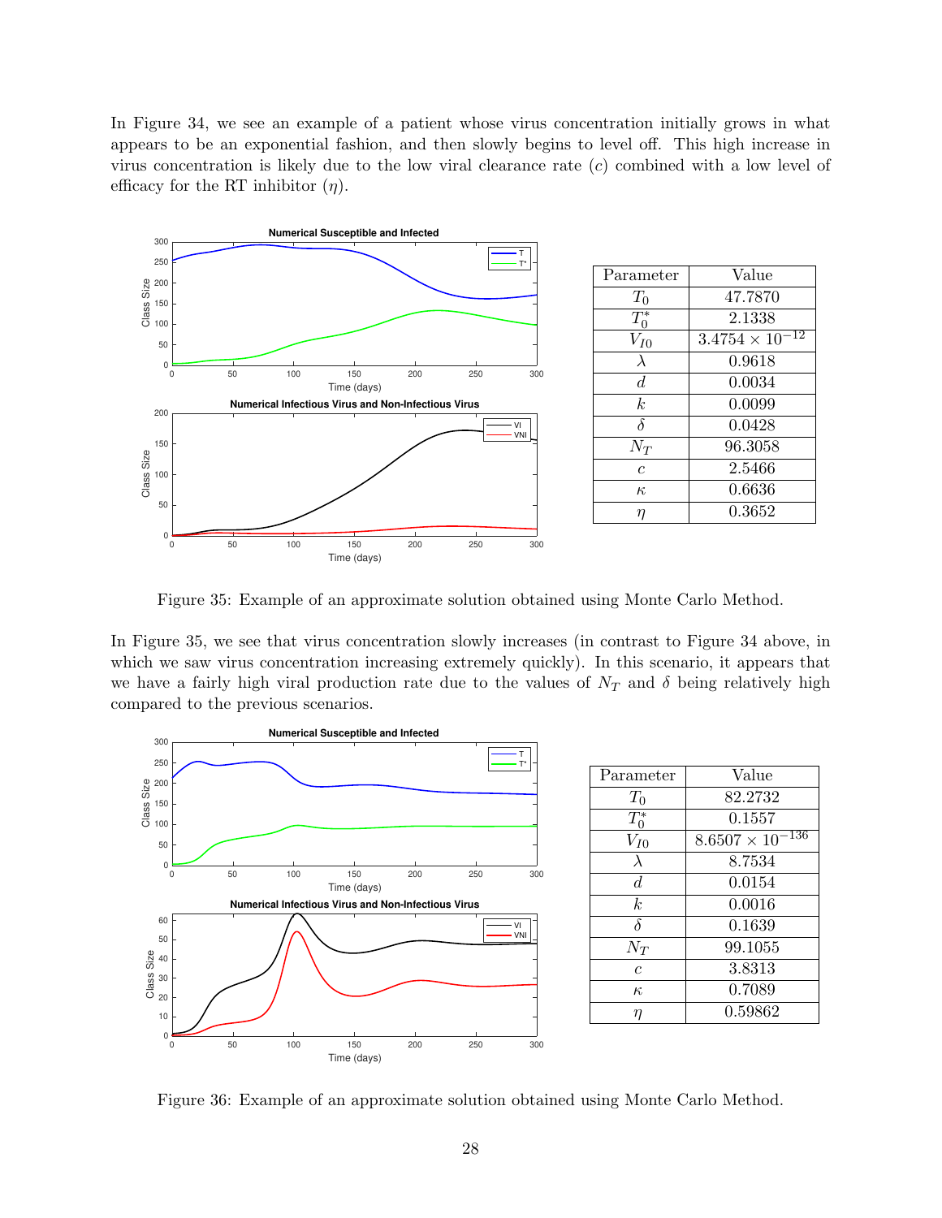In Figure 34, we see an example of a patient whose virus concentration initially grows in what appears to be an exponential fashion, and then slowly begins to level off. This high increase in virus concentration is likely due to the low viral clearance rate ($c$) combined with a low level of efficacy for the RT inhibitor ($\eta$).

| Parameter | Value |
|---|---|
| $T_0$ | 47.7870 |
| $T_0^*$ | 2.1338 |
| $V_{I0}$ | $3.4754 \times 10^{-12}$ |
| $\lambda$ | 0.9618 |
| $d$ | 0.0034 |
| $k$ | 0.0099 |
| $\delta$ | 0.0428 |
| $N_T$ | 96.3058 |
| $c$ | 2.5466 |
| $\kappa$ | 0.6636 |
| $\eta$ | 0.3652 |

Figure 35: Example of an approximate solution obtained using Monte Carlo Method.

In Figure 35, we see that virus concentration slowly increases (in contrast to Figure 34 above, in which we saw virus concentration increasing extremely quickly). In this scenario, it appears that we have a fairly high viral production rate due to the values of $N_T$ and $\delta$ being relatively high compared to the previous scenarios.

| Parameter | Value |
|---|---|
| $T_0$ | 82.2732 |
| $T_0^*$ | 0.1557 |
| $V_{I0}$ | $8.6507 \times 10^{-136}$ |
| $\lambda$ | 8.7534 |
| $d$ | 0.0154 |
| $k$ | 0.0016 |
| $\delta$ | 0.1639 |
| $N_T$ | 99.1055 |
| $c$ | 3.8313 |
| $\kappa$ | 0.7089 |
| $\eta$ | 0.59862 |

Figure 36: Example of an approximate solution obtained using Monte Carlo Method.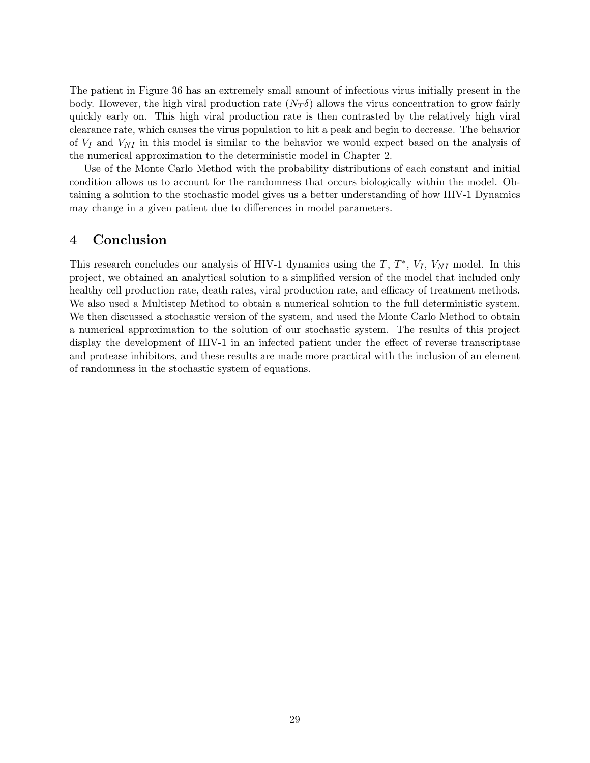The patient in Figure 36 has an extremely small amount of infectious virus initially present in the body. However, the high viral production rate ($N_T\delta$) allows the virus concentration to grow fairly quickly early on. This high viral production rate is then contrasted by the relatively high viral clearance rate, which causes the virus population to hit a peak and begin to decrease. The behavior of $V_I$ and $V_{NI}$ in this model is similar to the behavior we would expect based on the analysis of the numerical approximation to the deterministic model in Chapter 2.

Use of the Monte Carlo Method with the probability distributions of each constant and initial condition allows us to account for the randomness that occurs biologically within the model. Obtaining a solution to the stochastic model gives us a better understanding of how HIV-1 Dynamics may change in a given patient due to differences in model parameters.

# 4 Conclusion

This research concludes our analysis of HIV-1 dynamics using the $T$, $T^*$, $V_I$, $V_{NI}$ model. In this project, we obtained an analytical solution to a simplified version of the model that included only healthy cell production rate, death rates, viral production rate, and efficacy of treatment methods. We also used a Multistep Method to obtain a numerical solution to the full deterministic system. We then discussed a stochastic version of the system, and used the Monte Carlo Method to obtain a numerical approximation to the solution of our stochastic system. The results of this project display the development of HIV-1 in an infected patient under the effect of reverse transcriptase and protease inhibitors, and these results are made more practical with the inclusion of an element of randomness in the stochastic system of equations.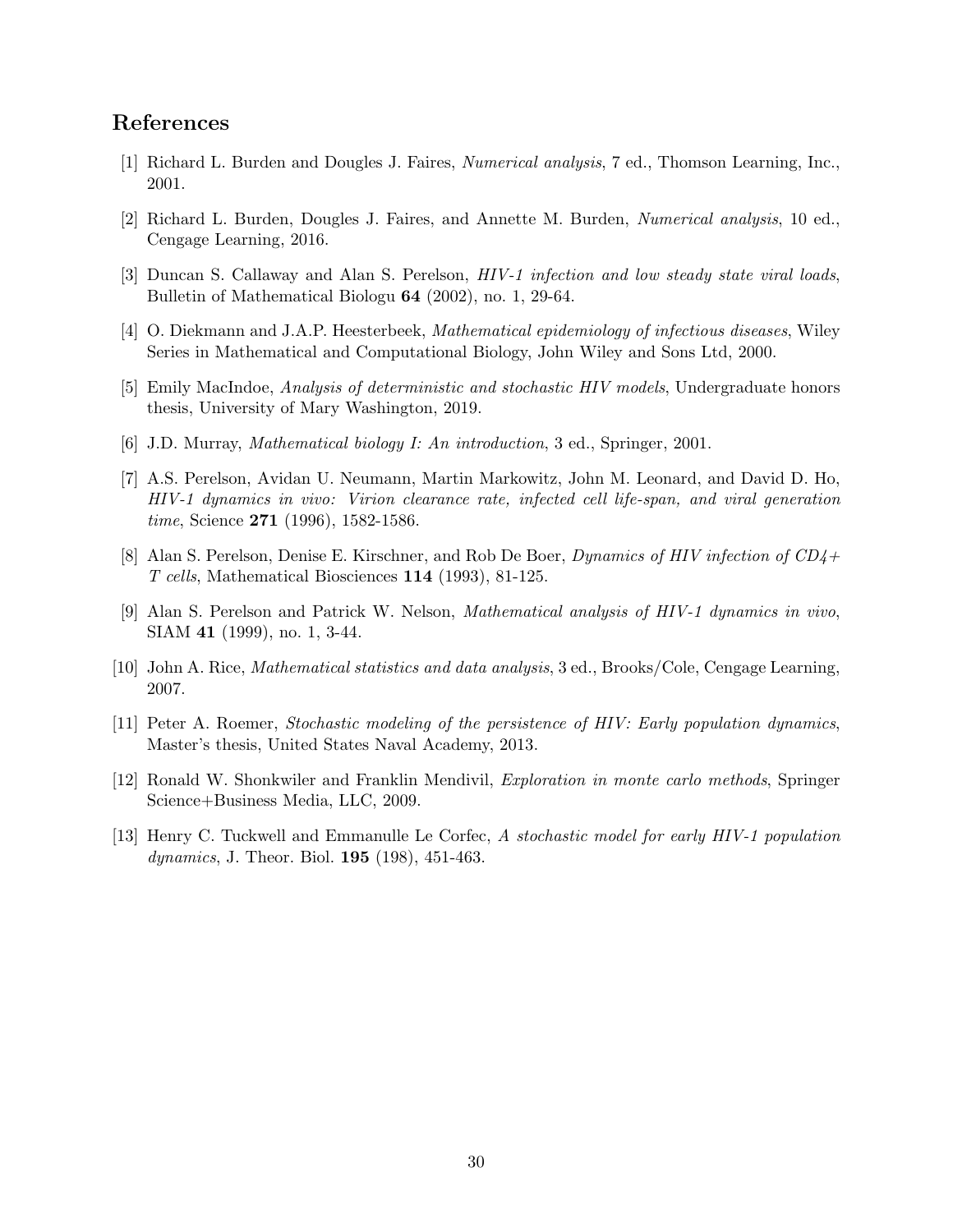## References

[1] Richard L. Burden and Dougles J. Faires, *Numerical analysis*, 7 ed., Thomson Learning, Inc., 2001.

[2] Richard L. Burden, Dougles J. Faires, and Annette M. Burden, *Numerical analysis*, 10 ed., Cengage Learning, 2016.

[3] Duncan S. Callaway and Alan S. Perelson, *HIV-1 infection and low steady state viral loads*, Bulletin of Mathematical Biologu **64** (2002), no. 1, 29-64.

[4] O. Diekmann and J.A.P. Heesterbeek, *Mathematical epidemiology of infectious diseases*, Wiley Series in Mathematical and Computational Biology, John Wiley and Sons Ltd, 2000.

[5] Emily MacIndoe, *Analysis of deterministic and stochastic HIV models*, Undergraduate honors thesis, University of Mary Washington, 2019.

[6] J.D. Murray, *Mathematical biology I: An introduction*, 3 ed., Springer, 2001.

[7] A.S. Perelson, Avidan U. Neumann, Martin Markowitz, John M. Leonard, and David D. Ho, *HIV-1 dynamics in vivo: Virion clearance rate, infected cell life-span, and viral generation time*, Science **271** (1996), 1582-1586.

[8] Alan S. Perelson, Denise E. Kirschner, and Rob De Boer, *Dynamics of HIV infection of CD4+ T cells*, Mathematical Biosciences **114** (1993), 81-125.

[9] Alan S. Perelson and Patrick W. Nelson, *Mathematical analysis of HIV-1 dynamics in vivo*, SIAM **41** (1999), no. 1, 3-44.

[10] John A. Rice, *Mathematical statistics and data analysis*, 3 ed., Brooks/Cole, Cengage Learning, 2007.

[11] Peter A. Roemer, *Stochastic modeling of the persistence of HIV: Early population dynamics*, Master's thesis, United States Naval Academy, 2013.

[12] Ronald W. Shonkwiler and Franklin Mendivil, *Exploration in monte carlo methods*, Springer Science+Business Media, LLC, 2009.

[13] Henry C. Tuckwell and Emmanulle Le Corfec, *A stochastic model for early HIV-1 population dynamics*, J. Theor. Biol. **195** (198), 451-463.